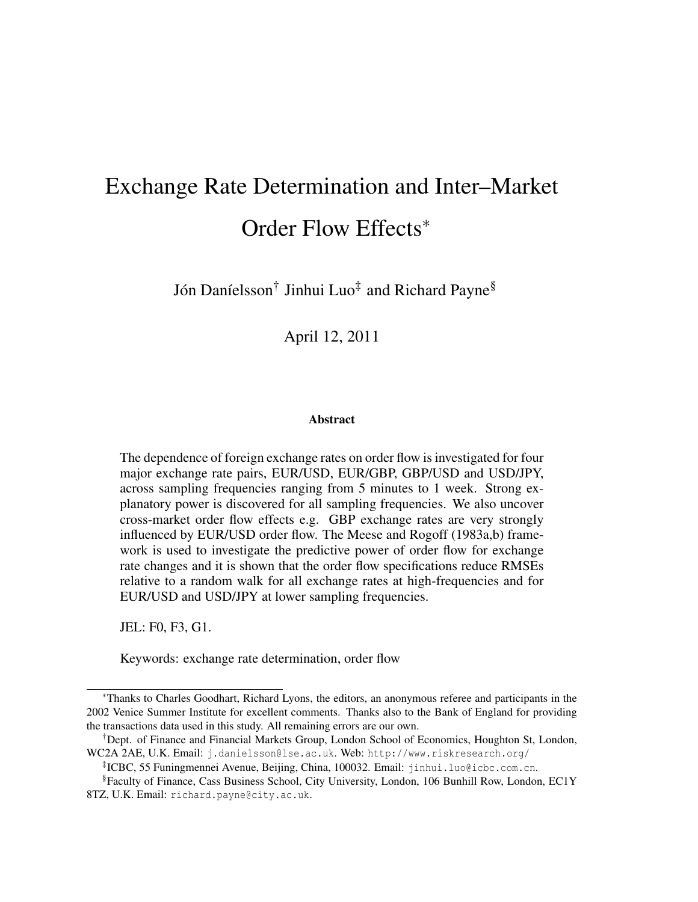# Exchange Rate Determination and Inter–Market Order Flow Effects*

Jón Daníelsson[†] Jinhui Luo[‡] and Richard Payne[§]

April 12, 2011

### Abstract

The dependence of foreign exchange rates on order flow is investigated for four major exchange rate pairs, EUR/USD, EUR/GBP, GBP/USD and USD/JPY, across sampling frequencies ranging from 5 minutes to 1 week. Strong explanatory power is discovered for all sampling frequencies. We also uncover cross-market order flow effects e.g. GBP exchange rates are very strongly influenced by EUR/USD order flow. The Meese and Rogoff (1983a,b) framework is used to investigate the predictive power of order flow for exchange rate changes and it is shown that the order flow specifications reduce RMSEs relative to a random walk for all exchange rates at high-frequencies and for EUR/USD and USD/JPY at lower sampling frequencies.

JEL: F0, F3, G1.

Keywords: exchange rate determination, order flow

---

*Thanks to Charles Goodhart, Richard Lyons, the editors, an anonymous referee and participants in the 2002 Venice Summer Institute for excellent comments. Thanks also to the Bank of England for providing the transactions data used in this study. All remaining errors are our own.

[†]Dept. of Finance and Financial Markets Group, London School of Economics, Houghton St, London, WC2A 2AE, U.K. Email: j.danielsson@lse.ac.uk. Web: http://www.riskresearch.org/

[‡]ICBC, 55 Funingmennei Avenue, Beijing, China, 100032. Email: jinhui.luo@icbc.com.cn.

[§]Faculty of Finance, Cass Business School, City University, London, 106 Bunhill Row, London, EC1Y 8TZ, U.K. Email: richard.payne@city.ac.uk.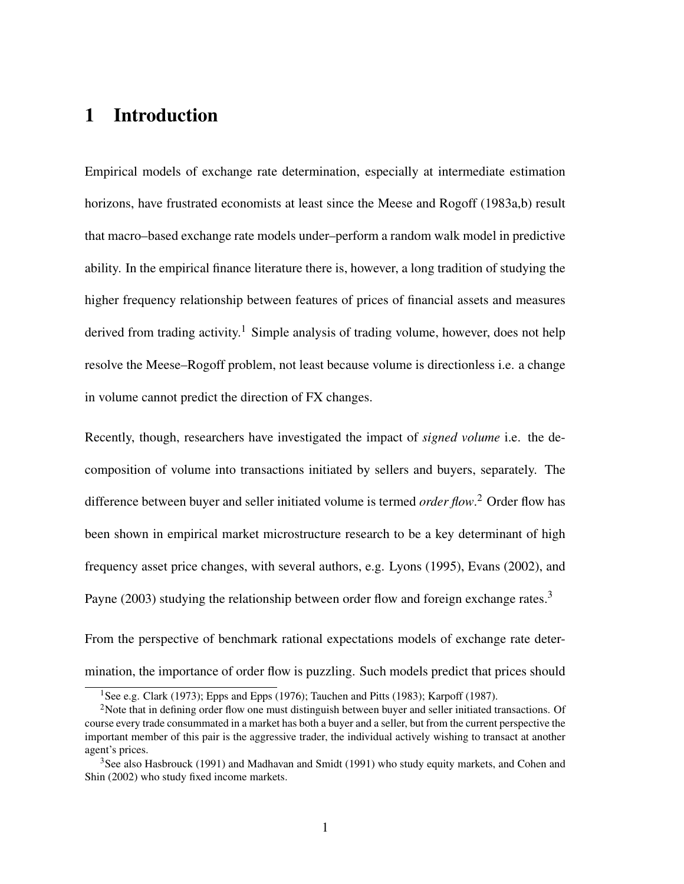# 1 Introduction

Empirical models of exchange rate determination, especially at intermediate estimation horizons, have frustrated economists at least since the Meese and Rogoff (1983a,b) result that macro–based exchange rate models under–perform a random walk model in predictive ability. In the empirical finance literature there is, however, a long tradition of studying the higher frequency relationship between features of prices of financial assets and measures derived from trading activity.[1] Simple analysis of trading volume, however, does not help resolve the Meese–Rogoff problem, not least because volume is directionless i.e. a change in volume cannot predict the direction of FX changes.

Recently, though, researchers have investigated the impact of *signed volume* i.e. the decomposition of volume into transactions initiated by sellers and buyers, separately. The difference between buyer and seller initiated volume is termed *order flow*.[2] Order flow has been shown in empirical market microstructure research to be a key determinant of high frequency asset price changes, with several authors, e.g. Lyons (1995), Evans (2002), and Payne (2003) studying the relationship between order flow and foreign exchange rates.[3]

From the perspective of benchmark rational expectations models of exchange rate determination, the importance of order flow is puzzling. Such models predict that prices should

[1] See e.g. Clark (1973); Epps and Epps (1976); Tauchen and Pitts (1983); Karpoff (1987).

[2] Note that in defining order flow one must distinguish between buyer and seller initiated transactions. Of course every trade consummated in a market has both a buyer and a seller, but from the current perspective the important member of this pair is the aggressive trader, the individual actively wishing to transact at another agent's prices.

[3] See also Hasbrouck (1991) and Madhavan and Smidt (1991) who study equity markets, and Cohen and Shin (2002) who study fixed income markets.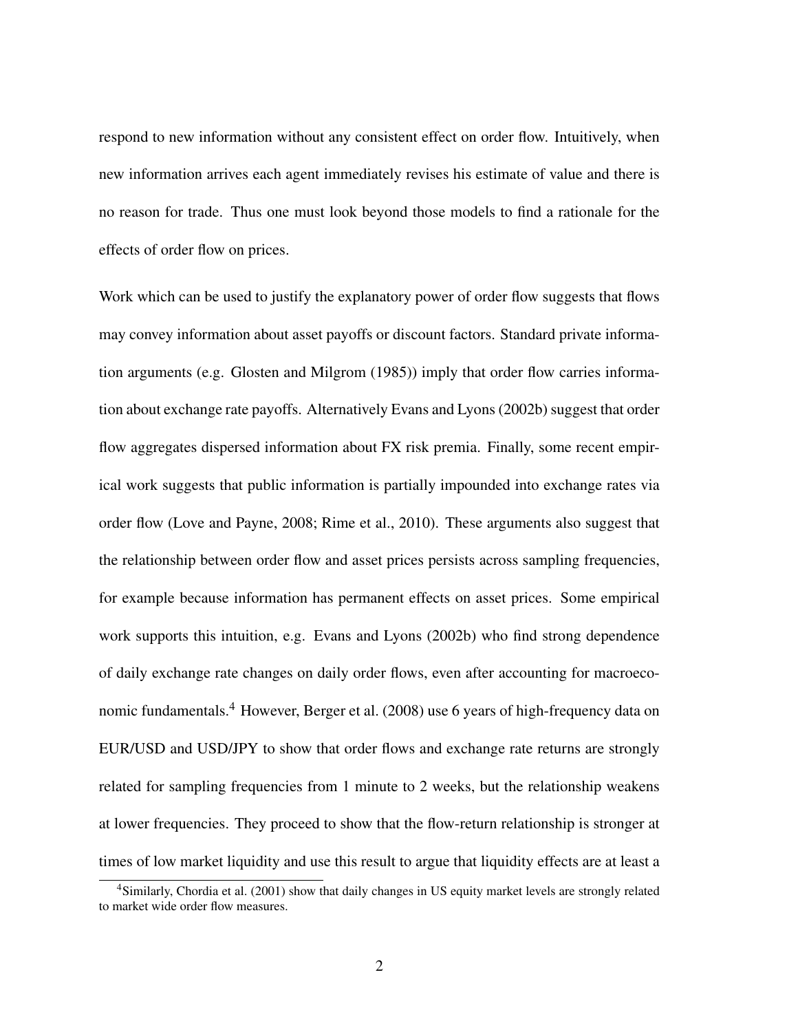respond to new information without any consistent effect on order flow. Intuitively, when new information arrives each agent immediately revises his estimate of value and there is no reason for trade. Thus one must look beyond those models to find a rationale for the effects of order flow on prices.

Work which can be used to justify the explanatory power of order flow suggests that flows may convey information about asset payoffs or discount factors. Standard private information arguments (e.g. Glosten and Milgrom (1985)) imply that order flow carries information about exchange rate payoffs. Alternatively Evans and Lyons (2002b) suggest that order flow aggregates dispersed information about FX risk premia. Finally, some recent empirical work suggests that public information is partially impounded into exchange rates via order flow (Love and Payne, 2008; Rime et al., 2010). These arguments also suggest that the relationship between order flow and asset prices persists across sampling frequencies, for example because information has permanent effects on asset prices. Some empirical work supports this intuition, e.g. Evans and Lyons (2002b) who find strong dependence of daily exchange rate changes on daily order flows, even after accounting for macroeconomic fundamentals.[4] However, Berger et al. (2008) use 6 years of high-frequency data on EUR/USD and USD/JPY to show that order flows and exchange rate returns are strongly related for sampling frequencies from 1 minute to 2 weeks, but the relationship weakens at lower frequencies. They proceed to show that the flow-return relationship is stronger at times of low market liquidity and use this result to argue that liquidity effects are at least a

[4] Similarly, Chordia et al. (2001) show that daily changes in US equity market levels are strongly related to market wide order flow measures.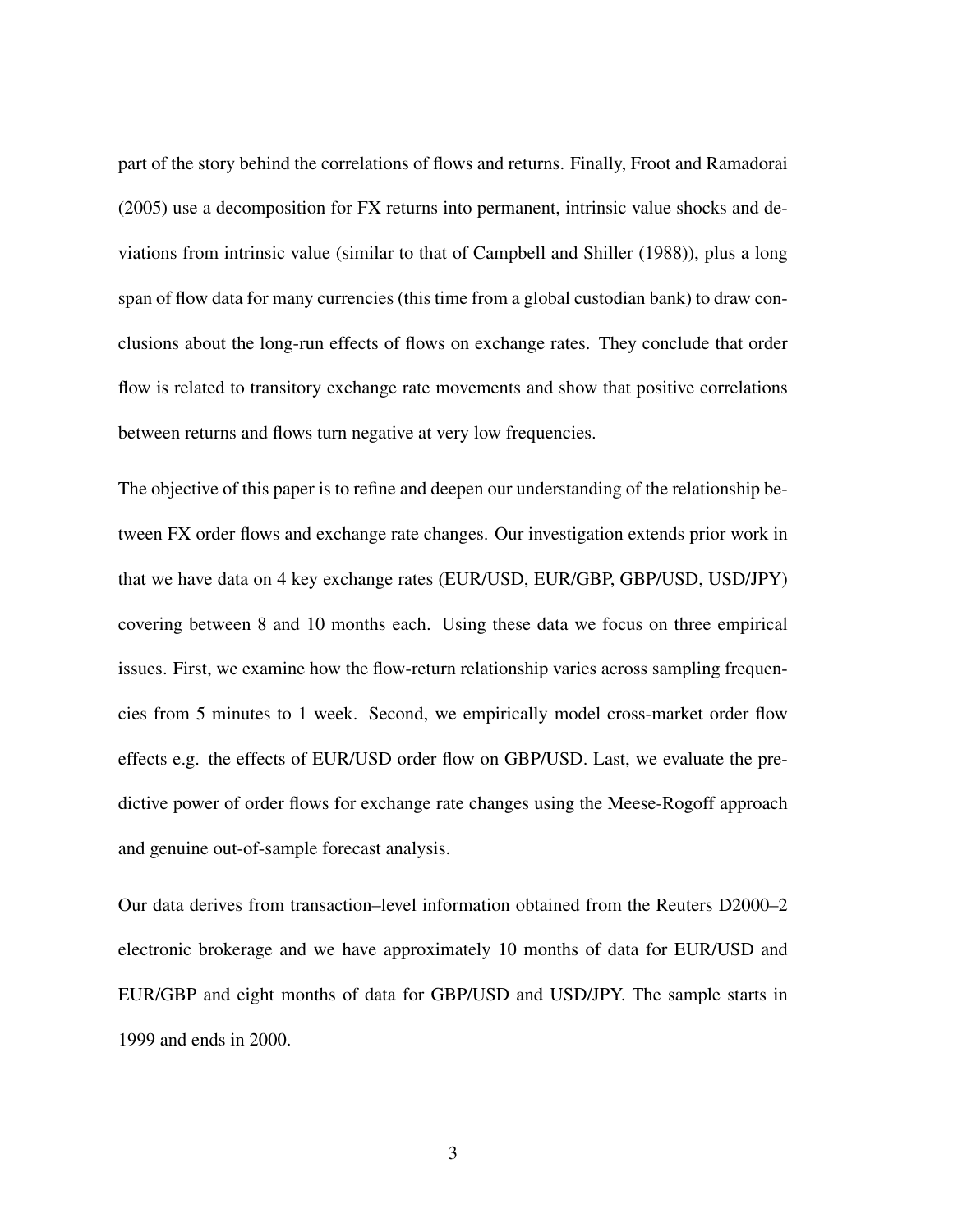part of the story behind the correlations of flows and returns. Finally, Froot and Ramadorai (2005) use a decomposition for FX returns into permanent, intrinsic value shocks and deviations from intrinsic value (similar to that of Campbell and Shiller (1988)), plus a long span of flow data for many currencies (this time from a global custodian bank) to draw conclusions about the long-run effects of flows on exchange rates. They conclude that order flow is related to transitory exchange rate movements and show that positive correlations between returns and flows turn negative at very low frequencies.

The objective of this paper is to refine and deepen our understanding of the relationship between FX order flows and exchange rate changes. Our investigation extends prior work in that we have data on 4 key exchange rates (EUR/USD, EUR/GBP, GBP/USD, USD/JPY) covering between 8 and 10 months each. Using these data we focus on three empirical issues. First, we examine how the flow-return relationship varies across sampling frequencies from 5 minutes to 1 week. Second, we empirically model cross-market order flow effects e.g. the effects of EUR/USD order flow on GBP/USD. Last, we evaluate the predictive power of order flows for exchange rate changes using the Meese-Rogoff approach and genuine out-of-sample forecast analysis.

Our data derives from transaction–level information obtained from the Reuters D2000–2 electronic brokerage and we have approximately 10 months of data for EUR/USD and EUR/GBP and eight months of data for GBP/USD and USD/JPY. The sample starts in 1999 and ends in 2000.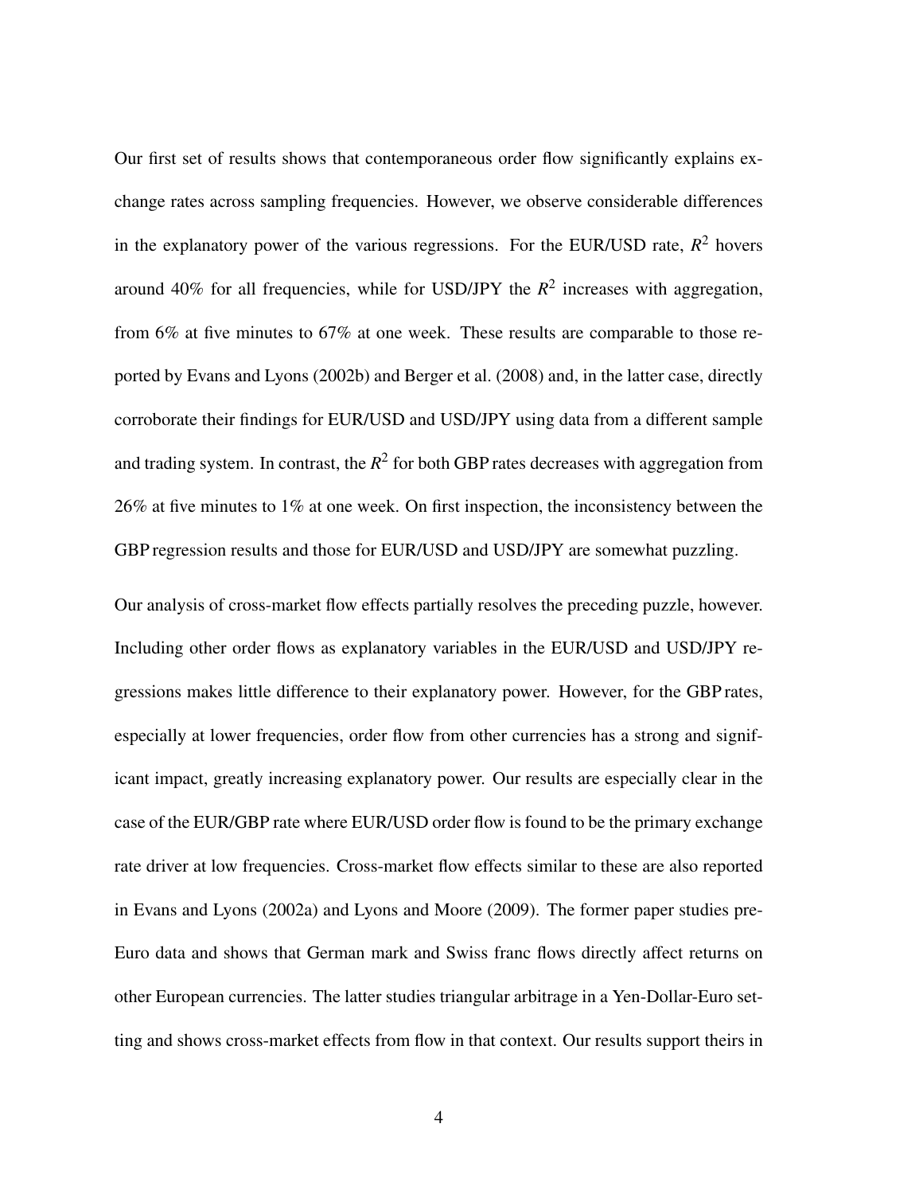Our first set of results shows that contemporaneous order flow significantly explains exchange rates across sampling frequencies. However, we observe considerable differences in the explanatory power of the various regressions. For the EUR/USD rate, $R^2$ hovers around 40% for all frequencies, while for USD/JPY the $R^2$ increases with aggregation, from 6% at five minutes to 67% at one week. These results are comparable to those reported by Evans and Lyons (2002b) and Berger et al. (2008) and, in the latter case, directly corroborate their findings for EUR/USD and USD/JPY using data from a different sample and trading system. In contrast, the $R^2$ for both GBP rates decreases with aggregation from 26% at five minutes to 1% at one week. On first inspection, the inconsistency between the GBP regression results and those for EUR/USD and USD/JPY are somewhat puzzling.

Our analysis of cross-market flow effects partially resolves the preceding puzzle, however. Including other order flows as explanatory variables in the EUR/USD and USD/JPY regressions makes little difference to their explanatory power. However, for the GBP rates, especially at lower frequencies, order flow from other currencies has a strong and significant impact, greatly increasing explanatory power. Our results are especially clear in the case of the EUR/GBP rate where EUR/USD order flow is found to be the primary exchange rate driver at low frequencies. Cross-market flow effects similar to these are also reported in Evans and Lyons (2002a) and Lyons and Moore (2009). The former paper studies pre-Euro data and shows that German mark and Swiss franc flows directly affect returns on other European currencies. The latter studies triangular arbitrage in a Yen-Dollar-Euro setting and shows cross-market effects from flow in that context. Our results support theirs in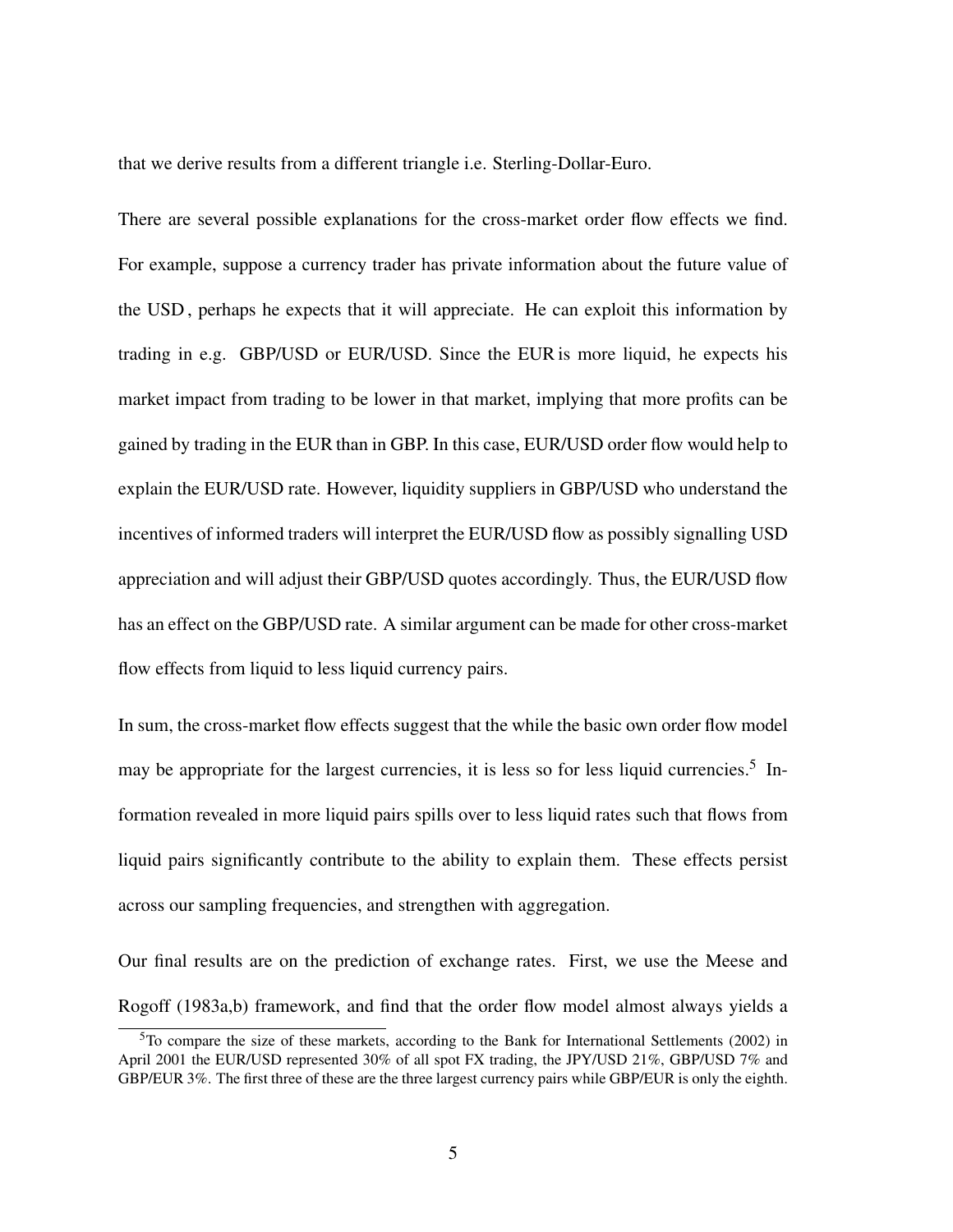that we derive results from a different triangle i.e. Sterling-Dollar-Euro.

There are several possible explanations for the cross-market order flow effects we find. For example, suppose a currency trader has private information about the future value of the USD , perhaps he expects that it will appreciate. He can exploit this information by trading in e.g. GBP/USD or EUR/USD. Since the EUR is more liquid, he expects his market impact from trading to be lower in that market, implying that more profits can be gained by trading in the EUR than in GBP. In this case, EUR/USD order flow would help to explain the EUR/USD rate. However, liquidity suppliers in GBP/USD who understand the incentives of informed traders will interpret the EUR/USD flow as possibly signalling USD appreciation and will adjust their GBP/USD quotes accordingly. Thus, the EUR/USD flow has an effect on the GBP/USD rate. A similar argument can be made for other cross-market flow effects from liquid to less liquid currency pairs.

In sum, the cross-market flow effects suggest that the while the basic own order flow model may be appropriate for the largest currencies, it is less so for less liquid currencies.[5] Information revealed in more liquid pairs spills over to less liquid rates such that flows from liquid pairs significantly contribute to the ability to explain them. These effects persist across our sampling frequencies, and strengthen with aggregation.

Our final results are on the prediction of exchange rates. First, we use the Meese and Rogoff (1983a,b) framework, and find that the order flow model almost always yields a

[5] To compare the size of these markets, according to the Bank for International Settlements (2002) in April 2001 the EUR/USD represented 30% of all spot FX trading, the JPY/USD 21%, GBP/USD 7% and GBP/EUR 3%. The first three of these are the three largest currency pairs while GBP/EUR is only the eighth.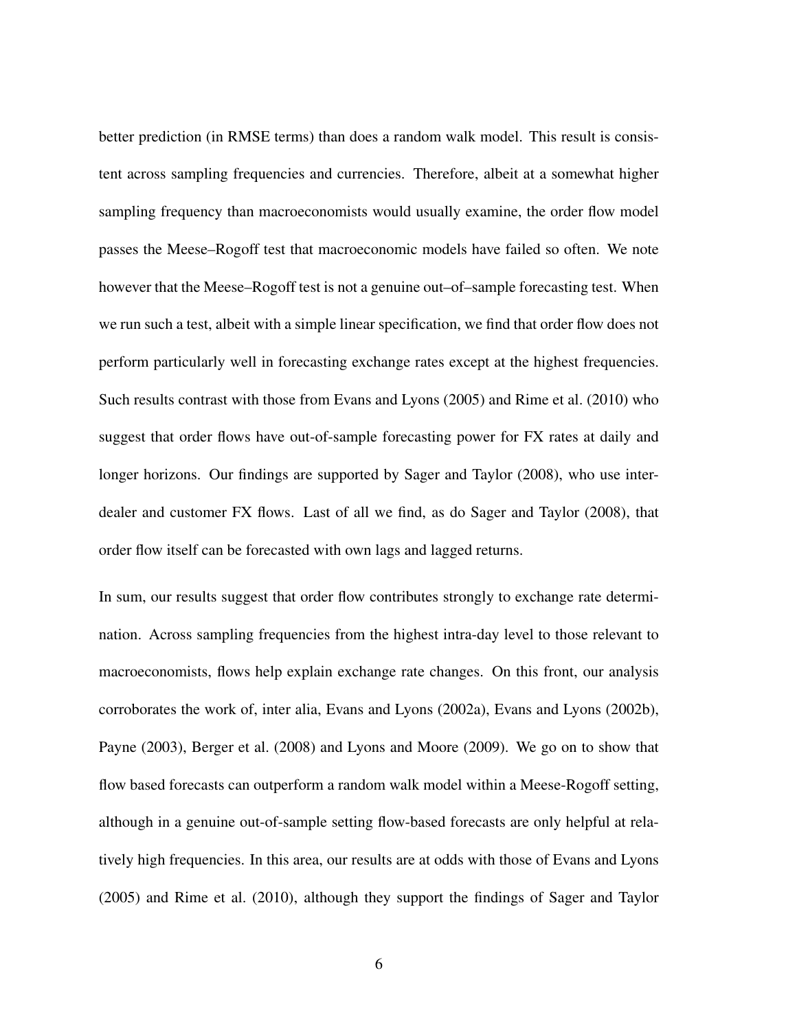better prediction (in RMSE terms) than does a random walk model. This result is consistent across sampling frequencies and currencies. Therefore, albeit at a somewhat higher sampling frequency than macroeconomists would usually examine, the order flow model passes the Meese–Rogoff test that macroeconomic models have failed so often. We note however that the Meese–Rogoff test is not a genuine out–of–sample forecasting test. When we run such a test, albeit with a simple linear specification, we find that order flow does not perform particularly well in forecasting exchange rates except at the highest frequencies. Such results contrast with those from Evans and Lyons (2005) and Rime et al. (2010) who suggest that order flows have out-of-sample forecasting power for FX rates at daily and longer horizons. Our findings are supported by Sager and Taylor (2008), who use inter-dealer and customer FX flows. Last of all we find, as do Sager and Taylor (2008), that order flow itself can be forecasted with own lags and lagged returns.

In sum, our results suggest that order flow contributes strongly to exchange rate determination. Across sampling frequencies from the highest intra-day level to those relevant to macroeconomists, flows help explain exchange rate changes. On this front, our analysis corroborates the work of, inter alia, Evans and Lyons (2002a), Evans and Lyons (2002b), Payne (2003), Berger et al. (2008) and Lyons and Moore (2009). We go on to show that flow based forecasts can outperform a random walk model within a Meese-Rogoff setting, although in a genuine out-of-sample setting flow-based forecasts are only helpful at relatively high frequencies. In this area, our results are at odds with those of Evans and Lyons (2005) and Rime et al. (2010), although they support the findings of Sager and Taylor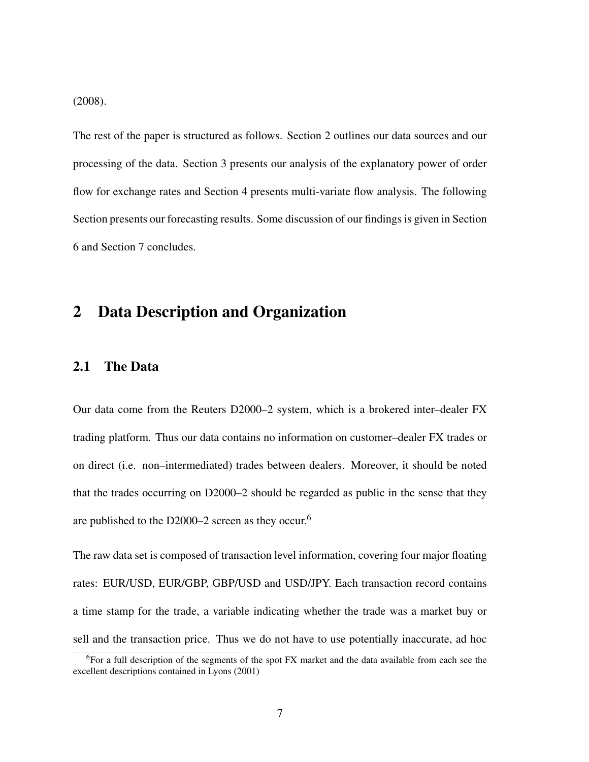(2008).

The rest of the paper is structured as follows. Section 2 outlines our data sources and our processing of the data. Section 3 presents our analysis of the explanatory power of order flow for exchange rates and Section 4 presents multi-variate flow analysis. The following Section presents our forecasting results. Some discussion of our findings is given in Section 6 and Section 7 concludes.

# 2 Data Description and Organization

## 2.1 The Data

Our data come from the Reuters D2000–2 system, which is a brokered inter–dealer FX trading platform. Thus our data contains no information on customer–dealer FX trades or on direct (i.e. non–intermediated) trades between dealers. Moreover, it should be noted that the trades occurring on D2000–2 should be regarded as public in the sense that they are published to the D2000–2 screen as they occur.[6]

The raw data set is composed of transaction level information, covering four major floating rates: EUR/USD, EUR/GBP, GBP/USD and USD/JPY. Each transaction record contains a time stamp for the trade, a variable indicating whether the trade was a market buy or sell and the transaction price. Thus we do not have to use potentially inaccurate, ad hoc

[6]For a full description of the segments of the spot FX market and the data available from each see the excellent descriptions contained in Lyons (2001)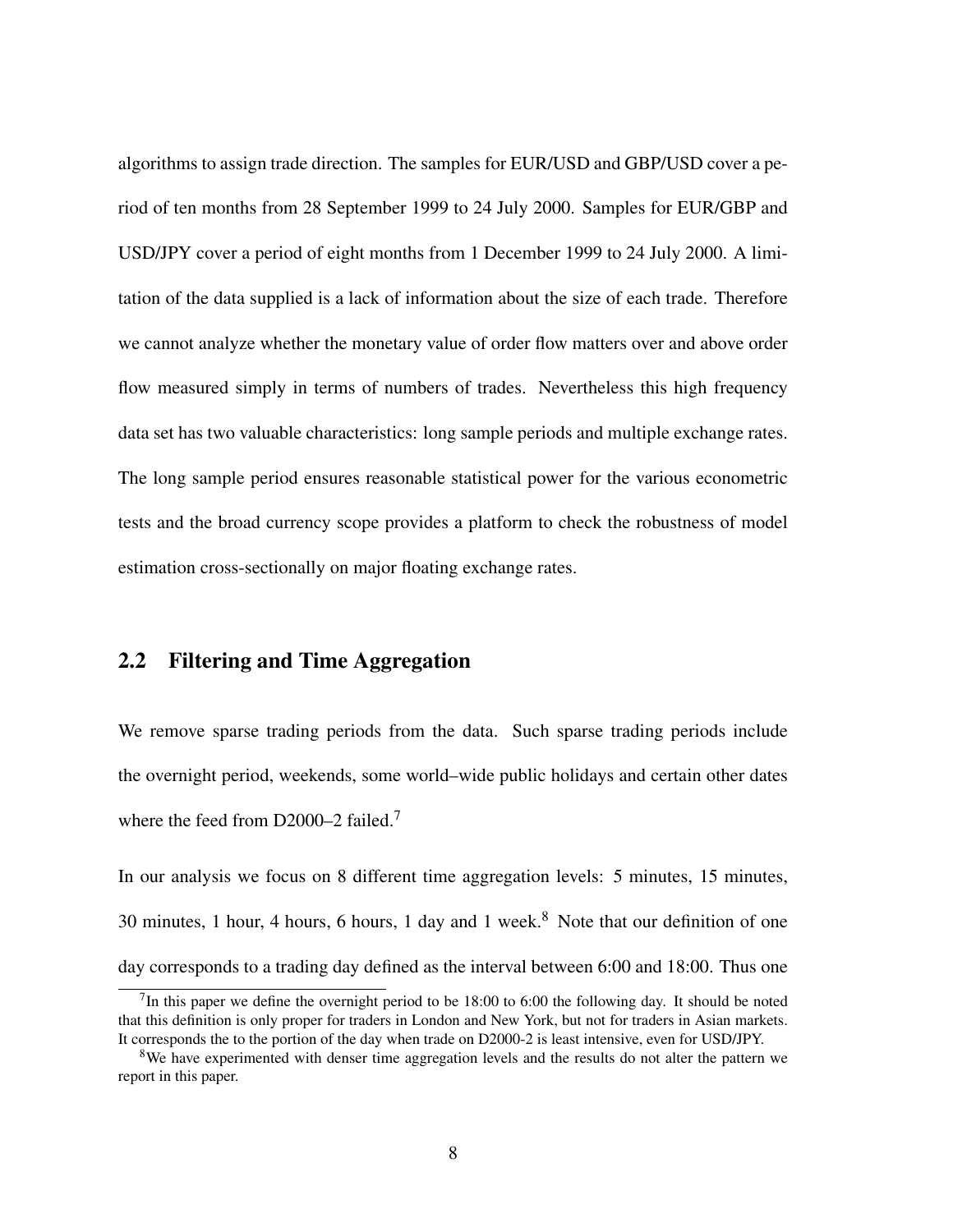algorithms to assign trade direction. The samples for EUR/USD and GBP/USD cover a period of ten months from 28 September 1999 to 24 July 2000. Samples for EUR/GBP and USD/JPY cover a period of eight months from 1 December 1999 to 24 July 2000. A limitation of the data supplied is a lack of information about the size of each trade. Therefore we cannot analyze whether the monetary value of order flow matters over and above order flow measured simply in terms of numbers of trades. Nevertheless this high frequency data set has two valuable characteristics: long sample periods and multiple exchange rates. The long sample period ensures reasonable statistical power for the various econometric tests and the broad currency scope provides a platform to check the robustness of model estimation cross-sectionally on major floating exchange rates.

## 2.2 Filtering and Time Aggregation

We remove sparse trading periods from the data. Such sparse trading periods include the overnight period, weekends, some world–wide public holidays and certain other dates where the feed from D2000–2 failed.[7]

In our analysis we focus on 8 different time aggregation levels: 5 minutes, 15 minutes, 30 minutes, 1 hour, 4 hours, 6 hours, 1 day and 1 week.[8] Note that our definition of one day corresponds to a trading day defined as the interval between 6:00 and 18:00. Thus one

[7] In this paper we define the overnight period to be 18:00 to 6:00 the following day. It should be noted that this definition is only proper for traders in London and New York, but not for traders in Asian markets. It corresponds the to the portion of the day when trade on D2000-2 is least intensive, even for USD/JPY.

[8] We have experimented with denser time aggregation levels and the results do not alter the pattern we report in this paper.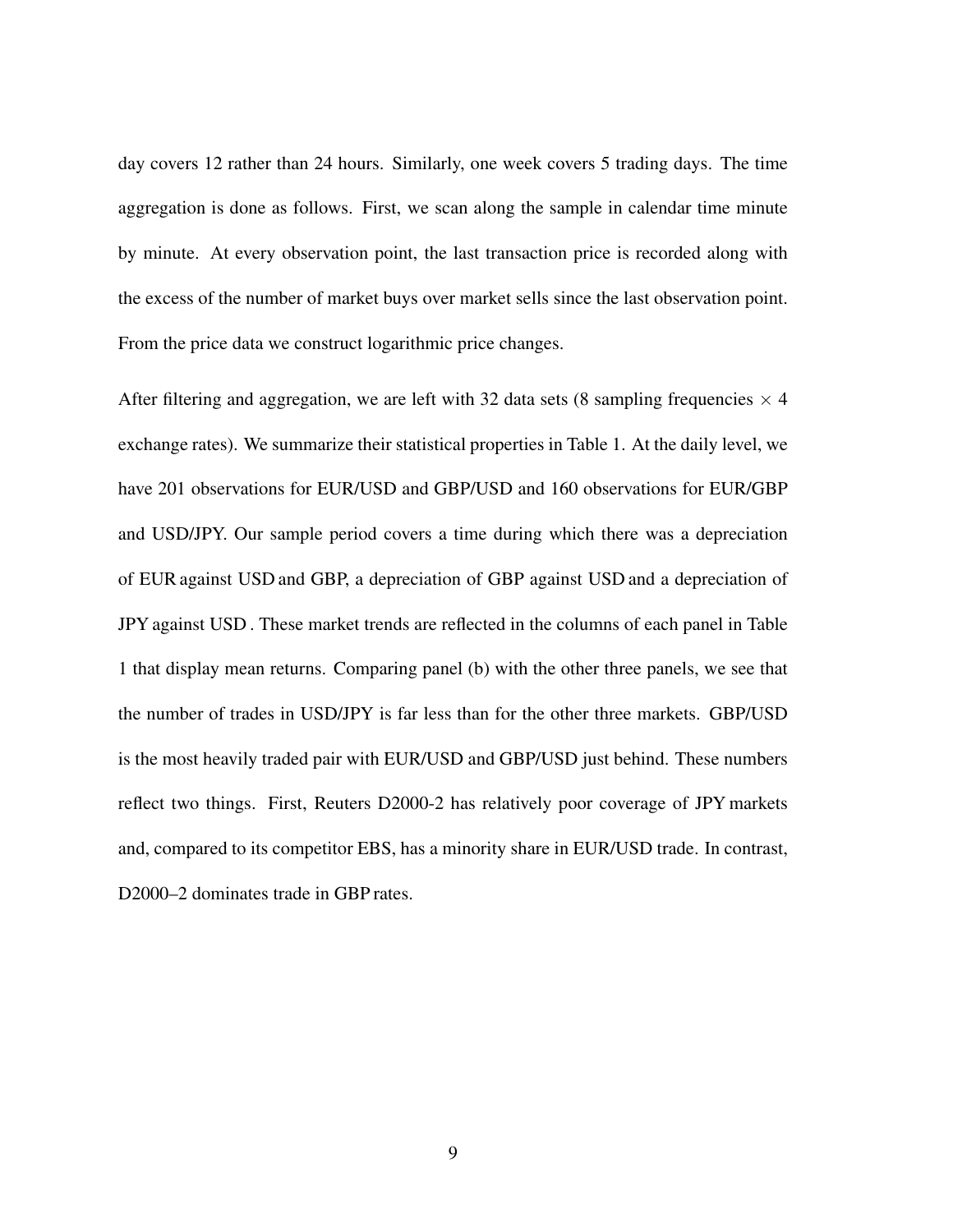day covers 12 rather than 24 hours. Similarly, one week covers 5 trading days. The time aggregation is done as follows. First, we scan along the sample in calendar time minute by minute. At every observation point, the last transaction price is recorded along with the excess of the number of market buys over market sells since the last observation point. From the price data we construct logarithmic price changes.

After filtering and aggregation, we are left with 32 data sets (8 sampling frequencies $\times$ 4 exchange rates). We summarize their statistical properties in Table 1. At the daily level, we have 201 observations for EUR/USD and GBP/USD and 160 observations for EUR/GBP and USD/JPY. Our sample period covers a time during which there was a depreciation of EUR against USD and GBP, a depreciation of GBP against USD and a depreciation of JPY against USD . These market trends are reflected in the columns of each panel in Table 1 that display mean returns. Comparing panel (b) with the other three panels, we see that the number of trades in USD/JPY is far less than for the other three markets. GBP/USD is the most heavily traded pair with EUR/USD and GBP/USD just behind. These numbers reflect two things. First, Reuters D2000-2 has relatively poor coverage of JPY markets and, compared to its competitor EBS, has a minority share in EUR/USD trade. In contrast, D2000–2 dominates trade in GBP rates.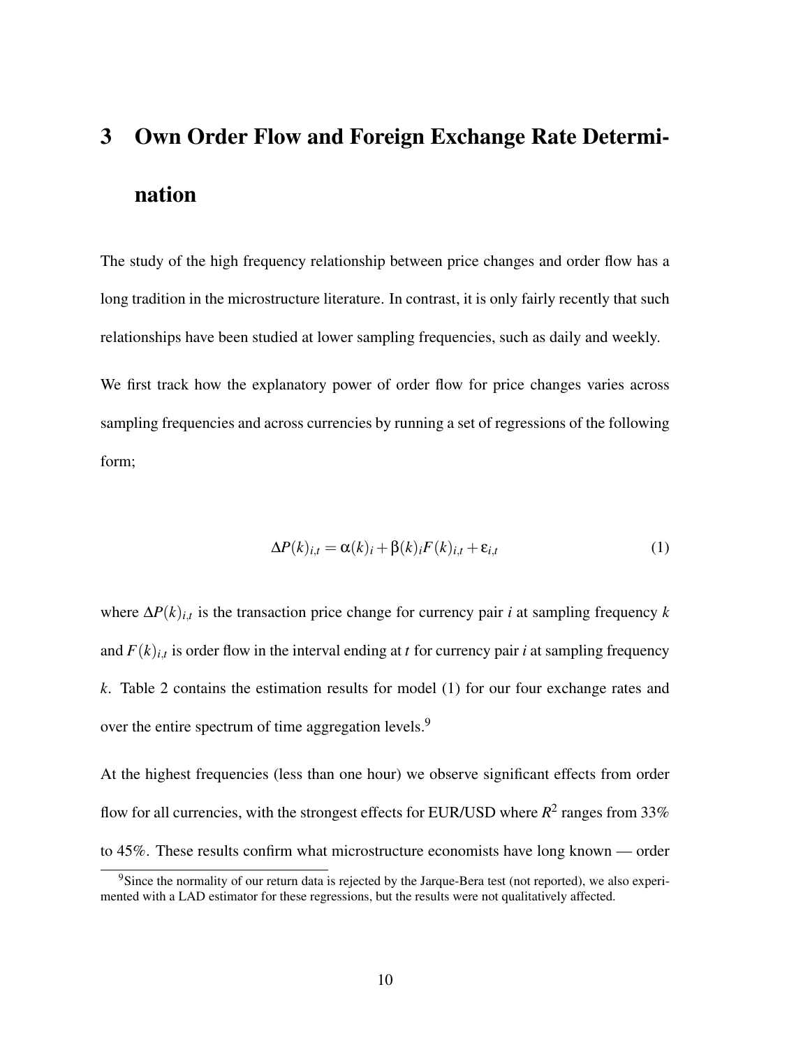# 3 Own Order Flow and Foreign Exchange Rate Determination

The study of the high frequency relationship between price changes and order flow has a long tradition in the microstructure literature. In contrast, it is only fairly recently that such relationships have been studied at lower sampling frequencies, such as daily and weekly.

We first track how the explanatory power of order flow for price changes varies across sampling frequencies and across currencies by running a set of regressions of the following form;

$$\Delta P(k)_{i,t} = \alpha(k)_i + \beta(k)_i F(k)_{i,t} + \varepsilon_{i,t} \tag{1}$$

where $\Delta P(k)_{i,t}$ is the transaction price change for currency pair $i$ at sampling frequency $k$ and $F(k)_{i,t}$ is order flow in the interval ending at $t$ for currency pair $i$ at sampling frequency $k$. Table 2 contains the estimation results for model (1) for our four exchange rates and over the entire spectrum of time aggregation levels.[9]

At the highest frequencies (less than one hour) we observe significant effects from order flow for all currencies, with the strongest effects for EUR/USD where $R^2$ ranges from 33% to 45%. These results confirm what microstructure economists have long known — order

[9] Since the normality of our return data is rejected by the Jarque-Bera test (not reported), we also experimented with a LAD estimator for these regressions, but the results were not qualitatively affected.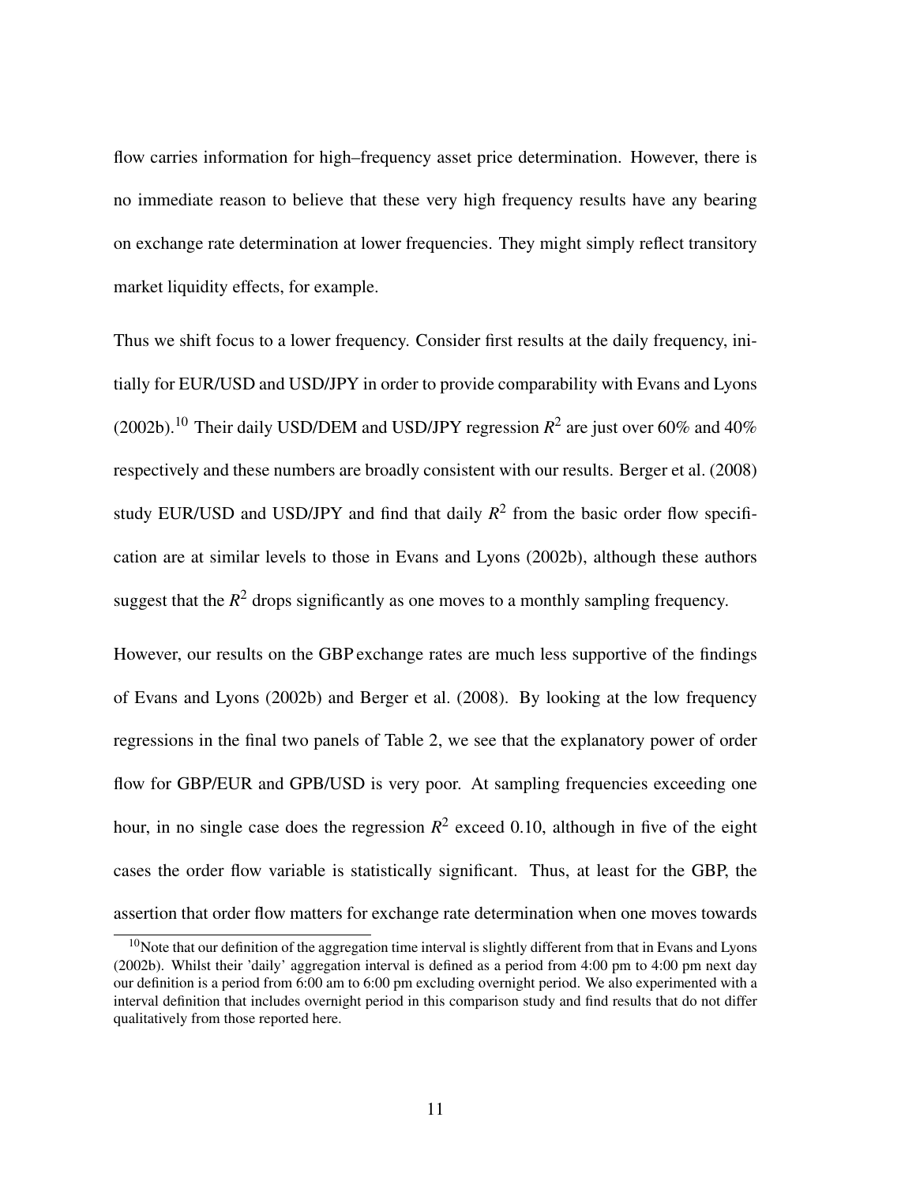flow carries information for high–frequency asset price determination. However, there is no immediate reason to believe that these very high frequency results have any bearing on exchange rate determination at lower frequencies. They might simply reflect transitory market liquidity effects, for example.

Thus we shift focus to a lower frequency. Consider first results at the daily frequency, initially for EUR/USD and USD/JPY in order to provide comparability with Evans and Lyons (2002b).[10] Their daily USD/DEM and USD/JPY regression $R^2$ are just over 60% and 40% respectively and these numbers are broadly consistent with our results. Berger et al. (2008) study EUR/USD and USD/JPY and find that daily $R^2$ from the basic order flow specification are at similar levels to those in Evans and Lyons (2002b), although these authors suggest that the $R^2$ drops significantly as one moves to a monthly sampling frequency.

However, our results on the GBP exchange rates are much less supportive of the findings of Evans and Lyons (2002b) and Berger et al. (2008). By looking at the low frequency regressions in the final two panels of Table 2, we see that the explanatory power of order flow for GBP/EUR and GPB/USD is very poor. At sampling frequencies exceeding one hour, in no single case does the regression $R^2$ exceed 0.10, although in five of the eight cases the order flow variable is statistically significant. Thus, at least for the GBP, the assertion that order flow matters for exchange rate determination when one moves towards

[10]Note that our definition of the aggregation time interval is slightly different from that in Evans and Lyons (2002b). Whilst their 'daily' aggregation interval is defined as a period from 4:00 pm to 4:00 pm next day our definition is a period from 6:00 am to 6:00 pm excluding overnight period. We also experimented with a interval definition that includes overnight period in this comparison study and find results that do not differ qualitatively from those reported here.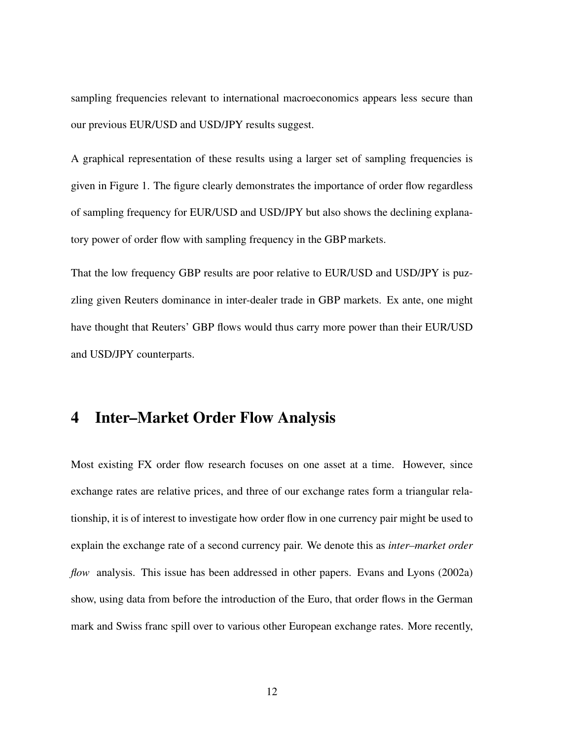sampling frequencies relevant to international macroeconomics appears less secure than our previous EUR/USD and USD/JPY results suggest.

A graphical representation of these results using a larger set of sampling frequencies is given in Figure 1. The figure clearly demonstrates the importance of order flow regardless of sampling frequency for EUR/USD and USD/JPY but also shows the declining explanatory power of order flow with sampling frequency in the GBP markets.

That the low frequency GBP results are poor relative to EUR/USD and USD/JPY is puzzling given Reuters dominance in inter-dealer trade in GBP markets. Ex ante, one might have thought that Reuters' GBP flows would thus carry more power than their EUR/USD and USD/JPY counterparts.

# 4 Inter–Market Order Flow Analysis

Most existing FX order flow research focuses on one asset at a time. However, since exchange rates are relative prices, and three of our exchange rates form a triangular relationship, it is of interest to investigate how order flow in one currency pair might be used to explain the exchange rate of a second currency pair. We denote this as *inter–market order flow* analysis. This issue has been addressed in other papers. Evans and Lyons (2002a) show, using data from before the introduction of the Euro, that order flows in the German mark and Swiss franc spill over to various other European exchange rates. More recently,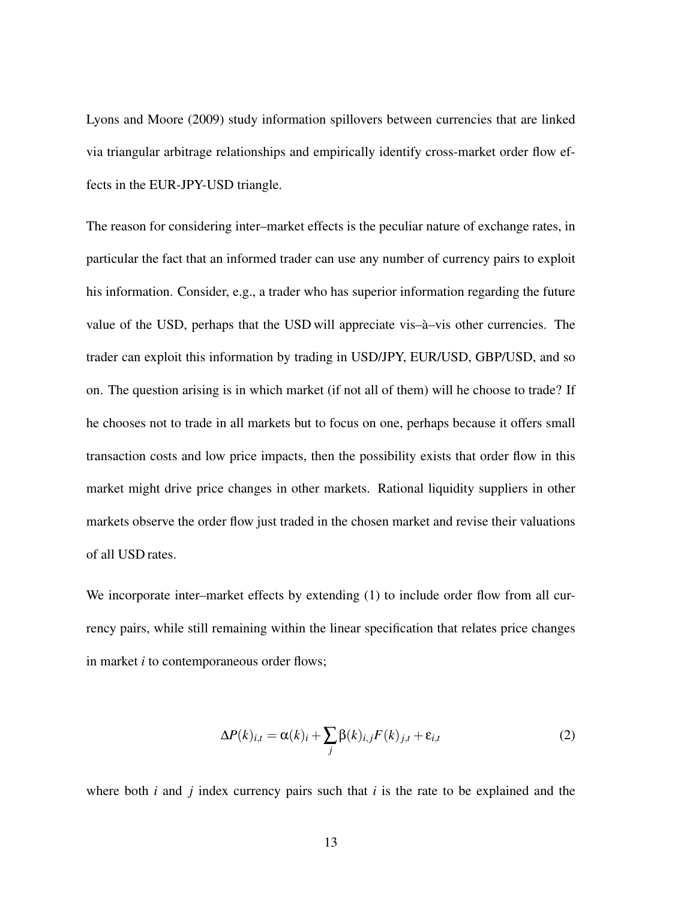Lyons and Moore (2009) study information spillovers between currencies that are linked via triangular arbitrage relationships and empirically identify cross-market order flow effects in the EUR-JPY-USD triangle.

The reason for considering inter–market effects is the peculiar nature of exchange rates, in particular the fact that an informed trader can use any number of currency pairs to exploit his information. Consider, e.g., a trader who has superior information regarding the future value of the USD, perhaps that the USD will appreciate vis–à–vis other currencies. The trader can exploit this information by trading in USD/JPY, EUR/USD, GBP/USD, and so on. The question arising is in which market (if not all of them) will he choose to trade? If he chooses not to trade in all markets but to focus on one, perhaps because it offers small transaction costs and low price impacts, then the possibility exists that order flow in this market might drive price changes in other markets. Rational liquidity suppliers in other markets observe the order flow just traded in the chosen market and revise their valuations of all USD rates.

We incorporate inter–market effects by extending (1) to include order flow from all currency pairs, while still remaining within the linear specification that relates price changes in market $i$ to contemporaneous order flows;

$$\Delta P(k)_{i,t} = \alpha(k)_i + \sum_j \beta(k)_{i,j} F(k)_{j,t} + \varepsilon_{i,t} \tag{2}$$

where both $i$ and $j$ index currency pairs such that $i$ is the rate to be explained and the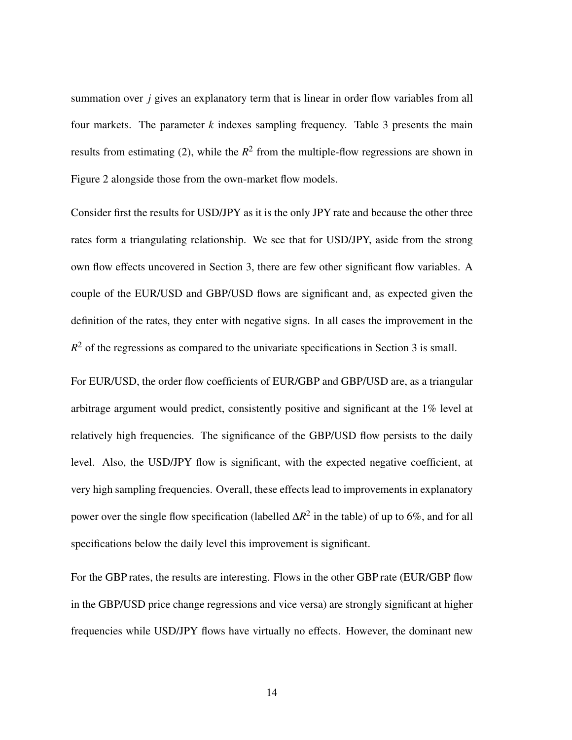summation over $j$ gives an explanatory term that is linear in order flow variables from all four markets. The parameter $k$ indexes sampling frequency. Table 3 presents the main results from estimating (2), while the $R^2$ from the multiple-flow regressions are shown in Figure 2 alongside those from the own-market flow models.

Consider first the results for USD/JPY as it is the only JPY rate and because the other three rates form a triangulating relationship. We see that for USD/JPY, aside from the strong own flow effects uncovered in Section 3, there are few other significant flow variables. A couple of the EUR/USD and GBP/USD flows are significant and, as expected given the definition of the rates, they enter with negative signs. In all cases the improvement in the $R^2$ of the regressions as compared to the univariate specifications in Section 3 is small.

For EUR/USD, the order flow coefficients of EUR/GBP and GBP/USD are, as a triangular arbitrage argument would predict, consistently positive and significant at the 1% level at relatively high frequencies. The significance of the GBP/USD flow persists to the daily level. Also, the USD/JPY flow is significant, with the expected negative coefficient, at very high sampling frequencies. Overall, these effects lead to improvements in explanatory power over the single flow specification (labelled $\Delta R^2$ in the table) of up to 6%, and for all specifications below the daily level this improvement is significant.

For the GBP rates, the results are interesting. Flows in the other GBP rate (EUR/GBP flow in the GBP/USD price change regressions and vice versa) are strongly significant at higher frequencies while USD/JPY flows have virtually no effects. However, the dominant new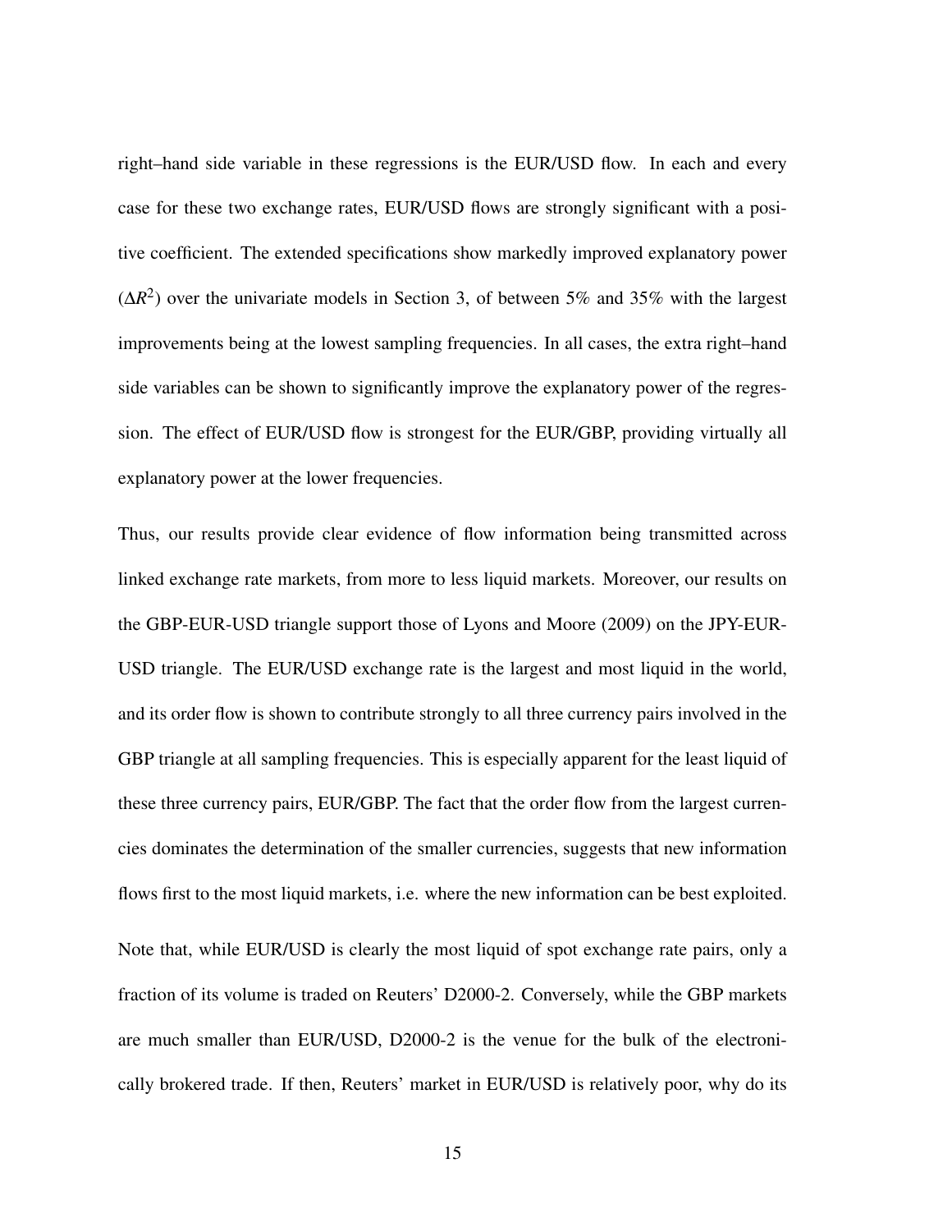right–hand side variable in these regressions is the EUR/USD flow. In each and every case for these two exchange rates, EUR/USD flows are strongly significant with a positive coefficient. The extended specifications show markedly improved explanatory power ($\Delta R^2$) over the univariate models in Section 3, of between 5% and 35% with the largest improvements being at the lowest sampling frequencies. In all cases, the extra right–hand side variables can be shown to significantly improve the explanatory power of the regression. The effect of EUR/USD flow is strongest for the EUR/GBP, providing virtually all explanatory power at the lower frequencies.

Thus, our results provide clear evidence of flow information being transmitted across linked exchange rate markets, from more to less liquid markets. Moreover, our results on the GBP-EUR-USD triangle support those of Lyons and Moore (2009) on the JPY-EUR-USD triangle. The EUR/USD exchange rate is the largest and most liquid in the world, and its order flow is shown to contribute strongly to all three currency pairs involved in the GBP triangle at all sampling frequencies. This is especially apparent for the least liquid of these three currency pairs, EUR/GBP. The fact that the order flow from the largest currencies dominates the determination of the smaller currencies, suggests that new information flows first to the most liquid markets, i.e. where the new information can be best exploited.

Note that, while EUR/USD is clearly the most liquid of spot exchange rate pairs, only a fraction of its volume is traded on Reuters' D2000-2. Conversely, while the GBP markets are much smaller than EUR/USD, D2000-2 is the venue for the bulk of the electronically brokered trade. If then, Reuters' market in EUR/USD is relatively poor, why do its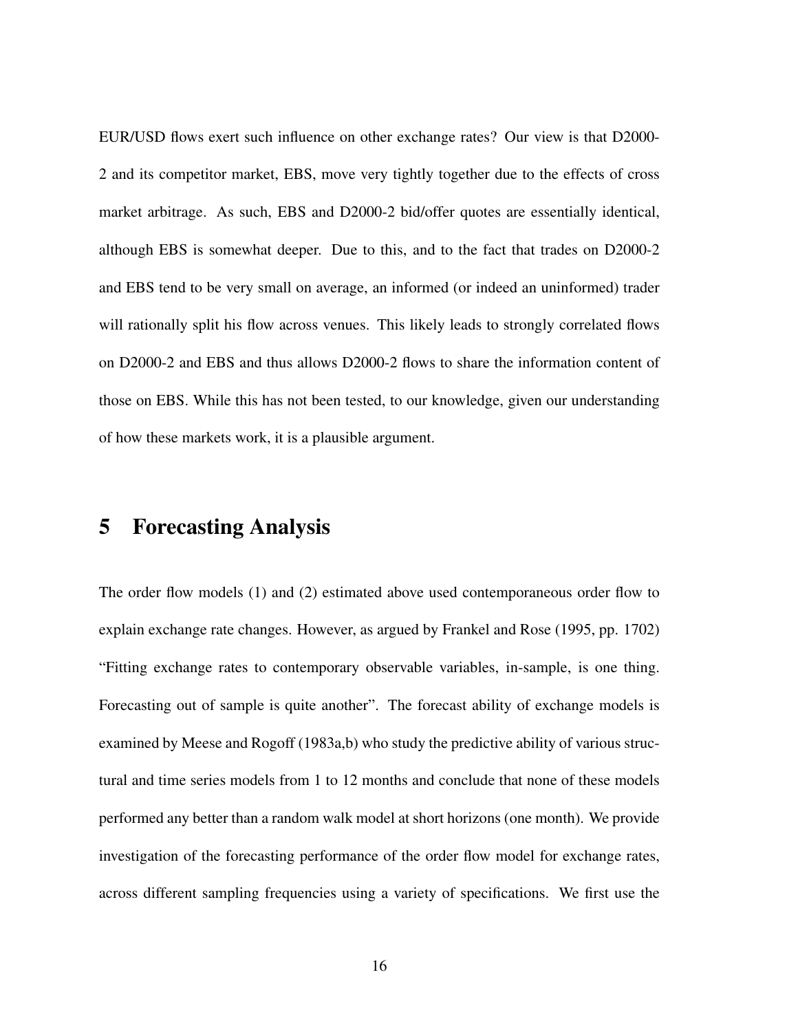EUR/USD flows exert such influence on other exchange rates? Our view is that D2000-2 and its competitor market, EBS, move very tightly together due to the effects of cross market arbitrage. As such, EBS and D2000-2 bid/offer quotes are essentially identical, although EBS is somewhat deeper. Due to this, and to the fact that trades on D2000-2 and EBS tend to be very small on average, an informed (or indeed an uninformed) trader will rationally split his flow across venues. This likely leads to strongly correlated flows on D2000-2 and EBS and thus allows D2000-2 flows to share the information content of those on EBS. While this has not been tested, to our knowledge, given our understanding of how these markets work, it is a plausible argument.

# 5 Forecasting Analysis

The order flow models (1) and (2) estimated above used contemporaneous order flow to explain exchange rate changes. However, as argued by Frankel and Rose (1995, pp. 1702) "Fitting exchange rates to contemporary observable variables, in-sample, is one thing. Forecasting out of sample is quite another". The forecast ability of exchange models is examined by Meese and Rogoff (1983a,b) who study the predictive ability of various structural and time series models from 1 to 12 months and conclude that none of these models performed any better than a random walk model at short horizons (one month). We provide investigation of the forecasting performance of the order flow model for exchange rates, across different sampling frequencies using a variety of specifications. We first use the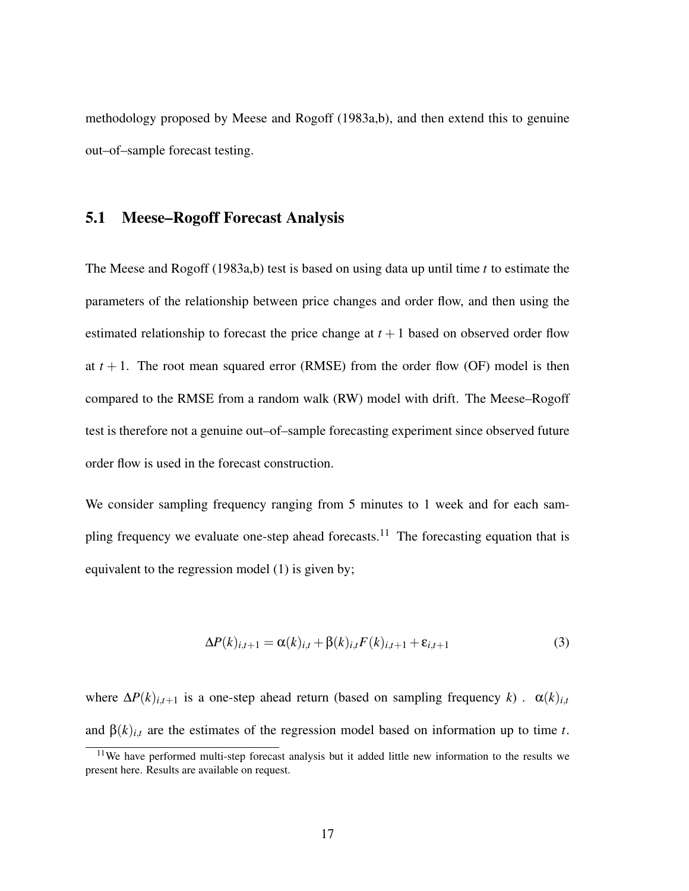methodology proposed by Meese and Rogoff (1983a,b), and then extend this to genuine out–of–sample forecast testing.

## 5.1 Meese–Rogoff Forecast Analysis

The Meese and Rogoff (1983a,b) test is based on using data up until time $t$ to estimate the parameters of the relationship between price changes and order flow, and then using the estimated relationship to forecast the price change at $t+1$ based on observed order flow at $t+1$. The root mean squared error (RMSE) from the order flow (OF) model is then compared to the RMSE from a random walk (RW) model with drift. The Meese–Rogoff test is therefore not a genuine out–of–sample forecasting experiment since observed future order flow is used in the forecast construction.

We consider sampling frequency ranging from 5 minutes to 1 week and for each sampling frequency we evaluate one-step ahead forecasts.[11] The forecasting equation that is equivalent to the regression model (1) is given by;

$$\Delta P(k)_{i,t+1} = \alpha(k)_{i,t} + \beta(k)_{i,t} F(k)_{i,t+1} + \varepsilon_{i,t+1} \tag{3}$$

where $\Delta P(k)_{i,t+1}$ is a one-step ahead return (based on sampling frequency $k$) . $\alpha(k)_{i,t}$ and $\beta(k)_{i,t}$ are the estimates of the regression model based on information up to time $t$.

[11] We have performed multi-step forecast analysis but it added little new information to the results we present here. Results are available on request.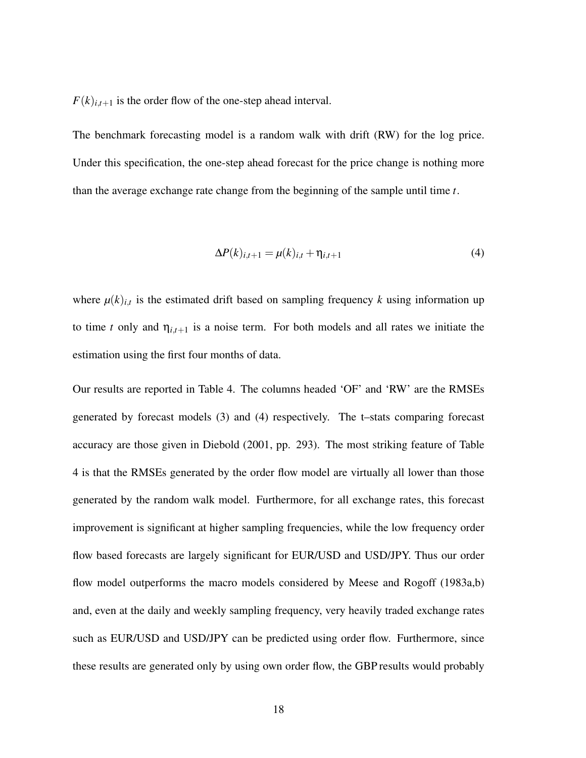$F(k)_{i,t+1}$ is the order flow of the one-step ahead interval.

The benchmark forecasting model is a random walk with drift (RW) for the log price. Under this specification, the one-step ahead forecast for the price change is nothing more than the average exchange rate change from the beginning of the sample until time $t$.

$$\Delta P(k)_{i,t+1} = \mu(k)_{i,t} + \eta_{i,t+1} \tag{4}$$

where $\mu(k)_{i,t}$ is the estimated drift based on sampling frequency $k$ using information up to time $t$ only and $\eta_{i,t+1}$ is a noise term. For both models and all rates we initiate the estimation using the first four months of data.

Our results are reported in Table 4. The columns headed 'OF' and 'RW' are the RMSEs generated by forecast models (3) and (4) respectively. The t–stats comparing forecast accuracy are those given in Diebold (2001, pp. 293). The most striking feature of Table 4 is that the RMSEs generated by the order flow model are virtually all lower than those generated by the random walk model. Furthermore, for all exchange rates, this forecast improvement is significant at higher sampling frequencies, while the low frequency order flow based forecasts are largely significant for EUR/USD and USD/JPY. Thus our order flow model outperforms the macro models considered by Meese and Rogoff (1983a,b) and, even at the daily and weekly sampling frequency, very heavily traded exchange rates such as EUR/USD and USD/JPY can be predicted using order flow. Furthermore, since these results are generated only by using own order flow, the GBP results would probably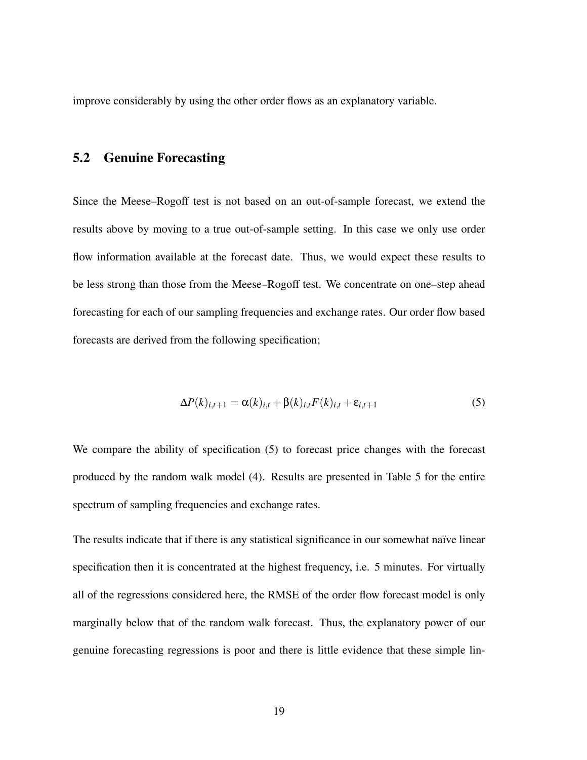improve considerably by using the other order flows as an explanatory variable.

## 5.2 Genuine Forecasting

Since the Meese–Rogoff test is not based on an out-of-sample forecast, we extend the results above by moving to a true out-of-sample setting. In this case we only use order flow information available at the forecast date. Thus, we would expect these results to be less strong than those from the Meese–Rogoff test. We concentrate on one–step ahead forecasting for each of our sampling frequencies and exchange rates. Our order flow based forecasts are derived from the following specification;

$$\Delta P(k)_{i,t+1} = \alpha(k)_{i,t} + \beta(k)_{i,t} F(k)_{i,t} + \varepsilon_{i,t+1} \tag{5}$$

We compare the ability of specification (5) to forecast price changes with the forecast produced by the random walk model (4). Results are presented in Table 5 for the entire spectrum of sampling frequencies and exchange rates.

The results indicate that if there is any statistical significance in our somewhat naïve linear specification then it is concentrated at the highest frequency, i.e. 5 minutes. For virtually all of the regressions considered here, the RMSE of the order flow forecast model is only marginally below that of the random walk forecast. Thus, the explanatory power of our genuine forecasting regressions is poor and there is little evidence that these simple lin-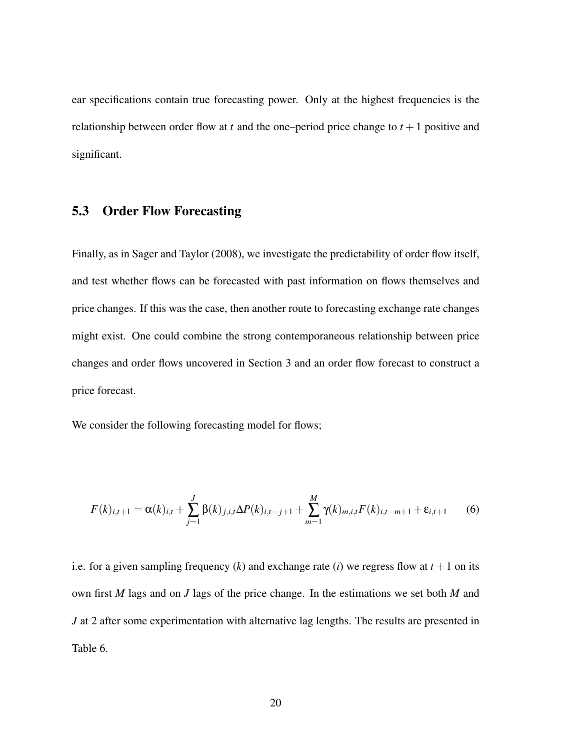ear specifications contain true forecasting power. Only at the highest frequencies is the relationship between order flow at $t$ and the one–period price change to $t+1$ positive and significant.

## 5.3 Order Flow Forecasting

Finally, as in Sager and Taylor (2008), we investigate the predictability of order flow itself, and test whether flows can be forecasted with past information on flows themselves and price changes. If this was the case, then another route to forecasting exchange rate changes might exist. One could combine the strong contemporaneous relationship between price changes and order flows uncovered in Section 3 and an order flow forecast to construct a price forecast.

We consider the following forecasting model for flows;

$$F(k)_{i,t+1} = \alpha(k)_{i,t} + \sum_{j=1}^{J} \beta(k)_{j,i,t} \Delta P(k)_{i,t-j+1} + \sum_{m=1}^{M} \gamma(k)_{m,i,t} F(k)_{i,t-m+1} + \varepsilon_{i,t+1} \qquad (6)$$

i.e. for a given sampling frequency ($k$) and exchange rate ($i$) we regress flow at $t+1$ on its own first $M$ lags and on $J$ lags of the price change. In the estimations we set both $M$ and $J$ at 2 after some experimentation with alternative lag lengths. The results are presented in Table 6.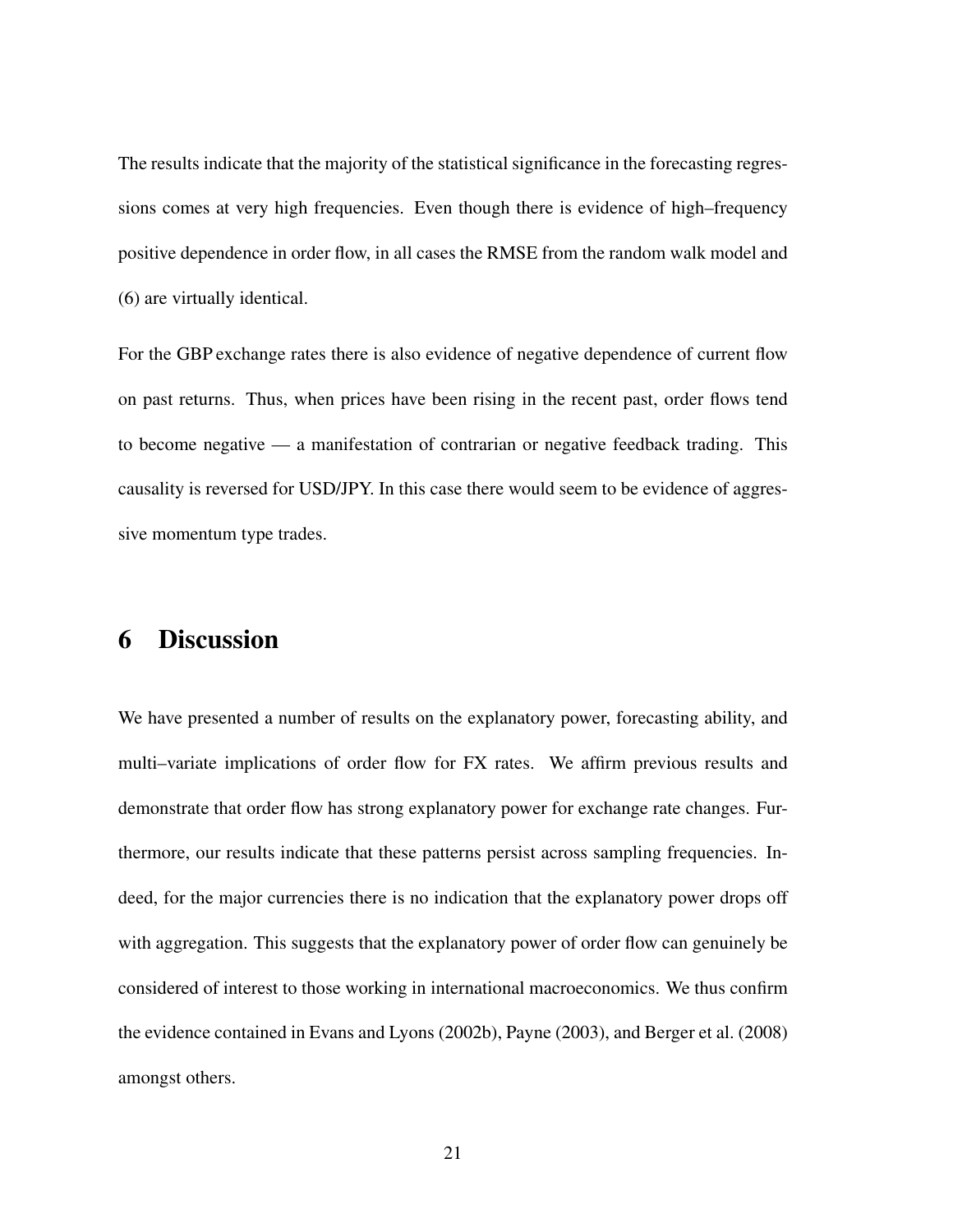The results indicate that the majority of the statistical significance in the forecasting regressions comes at very high frequencies. Even though there is evidence of high–frequency positive dependence in order flow, in all cases the RMSE from the random walk model and (6) are virtually identical.

For the GBP exchange rates there is also evidence of negative dependence of current flow on past returns. Thus, when prices have been rising in the recent past, order flows tend to become negative — a manifestation of contrarian or negative feedback trading. This causality is reversed for USD/JPY. In this case there would seem to be evidence of aggressive momentum type trades.

# 6 Discussion

We have presented a number of results on the explanatory power, forecasting ability, and multi–variate implications of order flow for FX rates. We affirm previous results and demonstrate that order flow has strong explanatory power for exchange rate changes. Furthermore, our results indicate that these patterns persist across sampling frequencies. Indeed, for the major currencies there is no indication that the explanatory power drops off with aggregation. This suggests that the explanatory power of order flow can genuinely be considered of interest to those working in international macroeconomics. We thus confirm the evidence contained in Evans and Lyons (2002b), Payne (2003), and Berger et al. (2008) amongst others.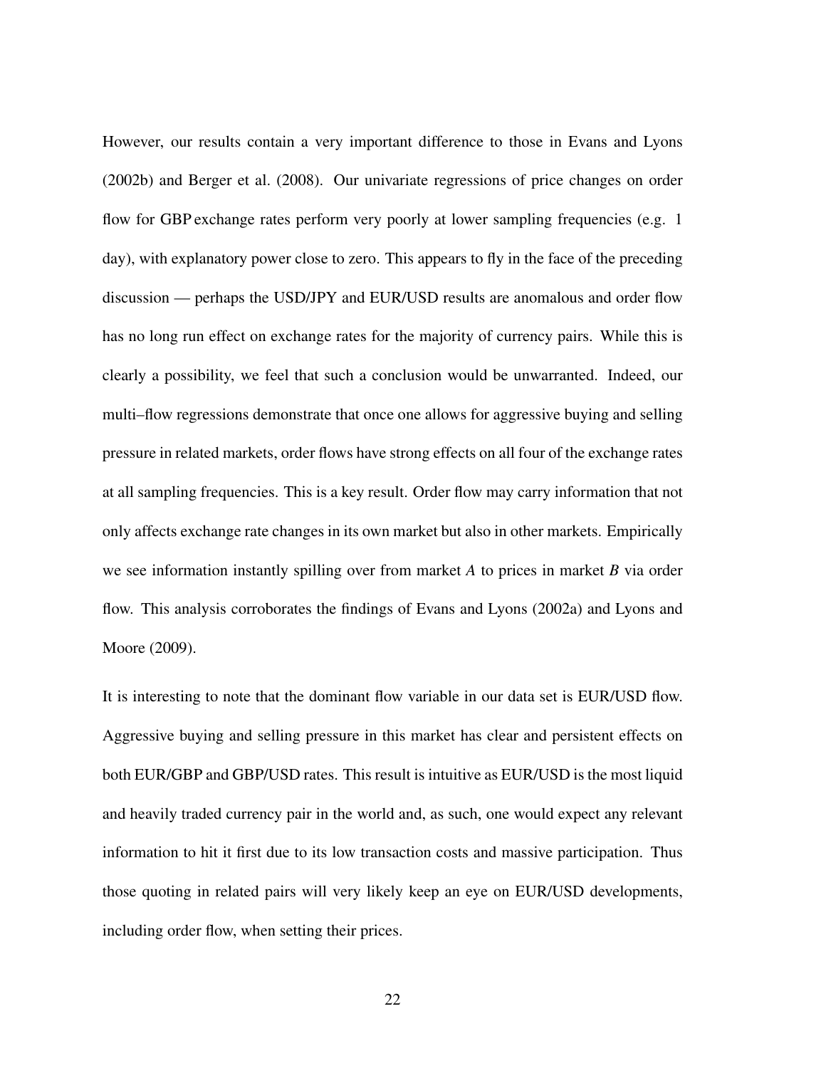However, our results contain a very important difference to those in Evans and Lyons (2002b) and Berger et al. (2008). Our univariate regressions of price changes on order flow for GBP exchange rates perform very poorly at lower sampling frequencies (e.g. 1 day), with explanatory power close to zero. This appears to fly in the face of the preceding discussion — perhaps the USD/JPY and EUR/USD results are anomalous and order flow has no long run effect on exchange rates for the majority of currency pairs. While this is clearly a possibility, we feel that such a conclusion would be unwarranted. Indeed, our multi–flow regressions demonstrate that once one allows for aggressive buying and selling pressure in related markets, order flows have strong effects on all four of the exchange rates at all sampling frequencies. This is a key result. Order flow may carry information that not only affects exchange rate changes in its own market but also in other markets. Empirically we see information instantly spilling over from market *A* to prices in market *B* via order flow. This analysis corroborates the findings of Evans and Lyons (2002a) and Lyons and Moore (2009).

It is interesting to note that the dominant flow variable in our data set is EUR/USD flow. Aggressive buying and selling pressure in this market has clear and persistent effects on both EUR/GBP and GBP/USD rates. This result is intuitive as EUR/USD is the most liquid and heavily traded currency pair in the world and, as such, one would expect any relevant information to hit it first due to its low transaction costs and massive participation. Thus those quoting in related pairs will very likely keep an eye on EUR/USD developments, including order flow, when setting their prices.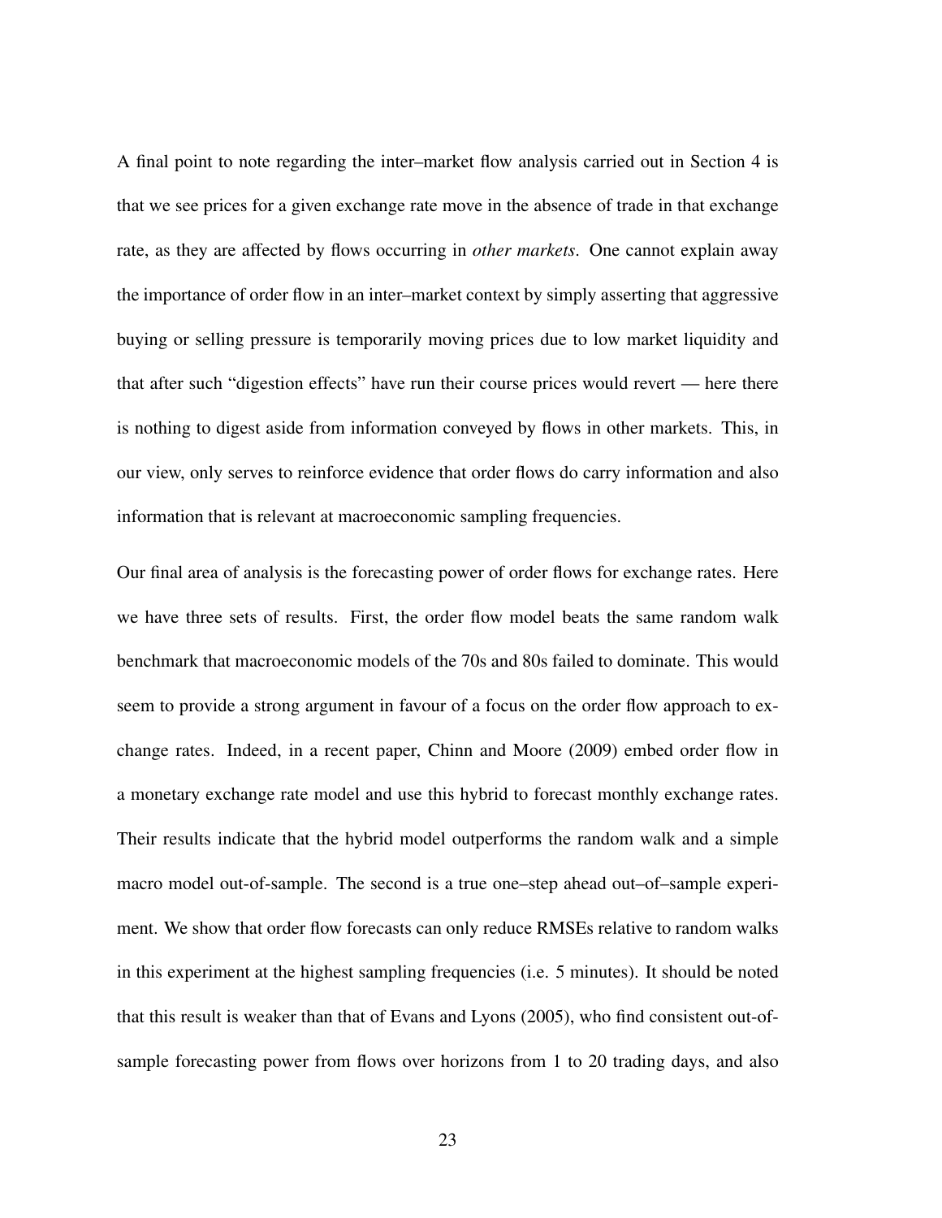A final point to note regarding the inter–market flow analysis carried out in Section 4 is that we see prices for a given exchange rate move in the absence of trade in that exchange rate, as they are affected by flows occurring in *other markets*. One cannot explain away the importance of order flow in an inter–market context by simply asserting that aggressive buying or selling pressure is temporarily moving prices due to low market liquidity and that after such "digestion effects" have run their course prices would revert — here there is nothing to digest aside from information conveyed by flows in other markets. This, in our view, only serves to reinforce evidence that order flows do carry information and also information that is relevant at macroeconomic sampling frequencies.

Our final area of analysis is the forecasting power of order flows for exchange rates. Here we have three sets of results. First, the order flow model beats the same random walk benchmark that macroeconomic models of the 70s and 80s failed to dominate. This would seem to provide a strong argument in favour of a focus on the order flow approach to exchange rates. Indeed, in a recent paper, Chinn and Moore (2009) embed order flow in a monetary exchange rate model and use this hybrid to forecast monthly exchange rates. Their results indicate that the hybrid model outperforms the random walk and a simple macro model out-of-sample. The second is a true one–step ahead out–of–sample experiment. We show that order flow forecasts can only reduce RMSEs relative to random walks in this experiment at the highest sampling frequencies (i.e. 5 minutes). It should be noted that this result is weaker than that of Evans and Lyons (2005), who find consistent out-of-sample forecasting power from flows over horizons from 1 to 20 trading days, and also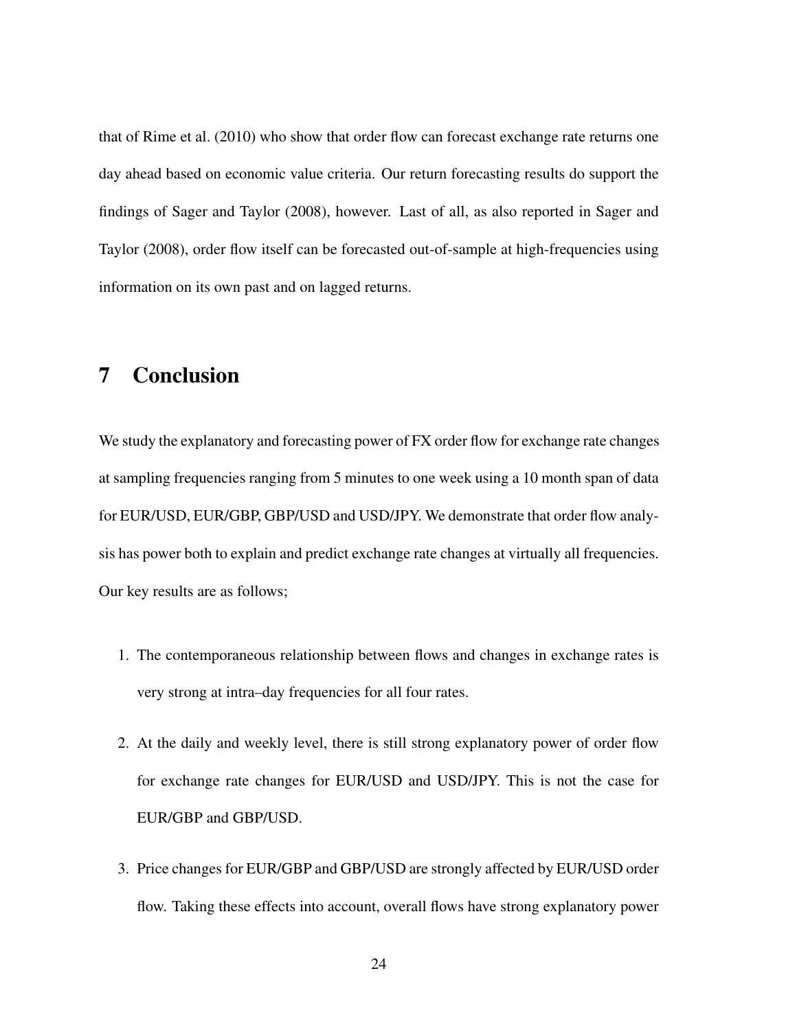that of Rime et al. (2010) who show that order flow can forecast exchange rate returns one day ahead based on economic value criteria. Our return forecasting results do support the findings of Sager and Taylor (2008), however. Last of all, as also reported in Sager and Taylor (2008), order flow itself can be forecasted out-of-sample at high-frequencies using information on its own past and on lagged returns.

# 7 Conclusion

We study the explanatory and forecasting power of FX order flow for exchange rate changes at sampling frequencies ranging from 5 minutes to one week using a 10 month span of data for EUR/USD, EUR/GBP, GBP/USD and USD/JPY. We demonstrate that order flow analysis has power both to explain and predict exchange rate changes at virtually all frequencies. Our key results are as follows;

1. The contemporaneous relationship between flows and changes in exchange rates is very strong at intra–day frequencies for all four rates.
2. At the daily and weekly level, there is still strong explanatory power of order flow for exchange rate changes for EUR/USD and USD/JPY. This is not the case for EUR/GBP and GBP/USD.
3. Price changes for EUR/GBP and GBP/USD are strongly affected by EUR/USD order flow. Taking these effects into account, overall flows have strong explanatory power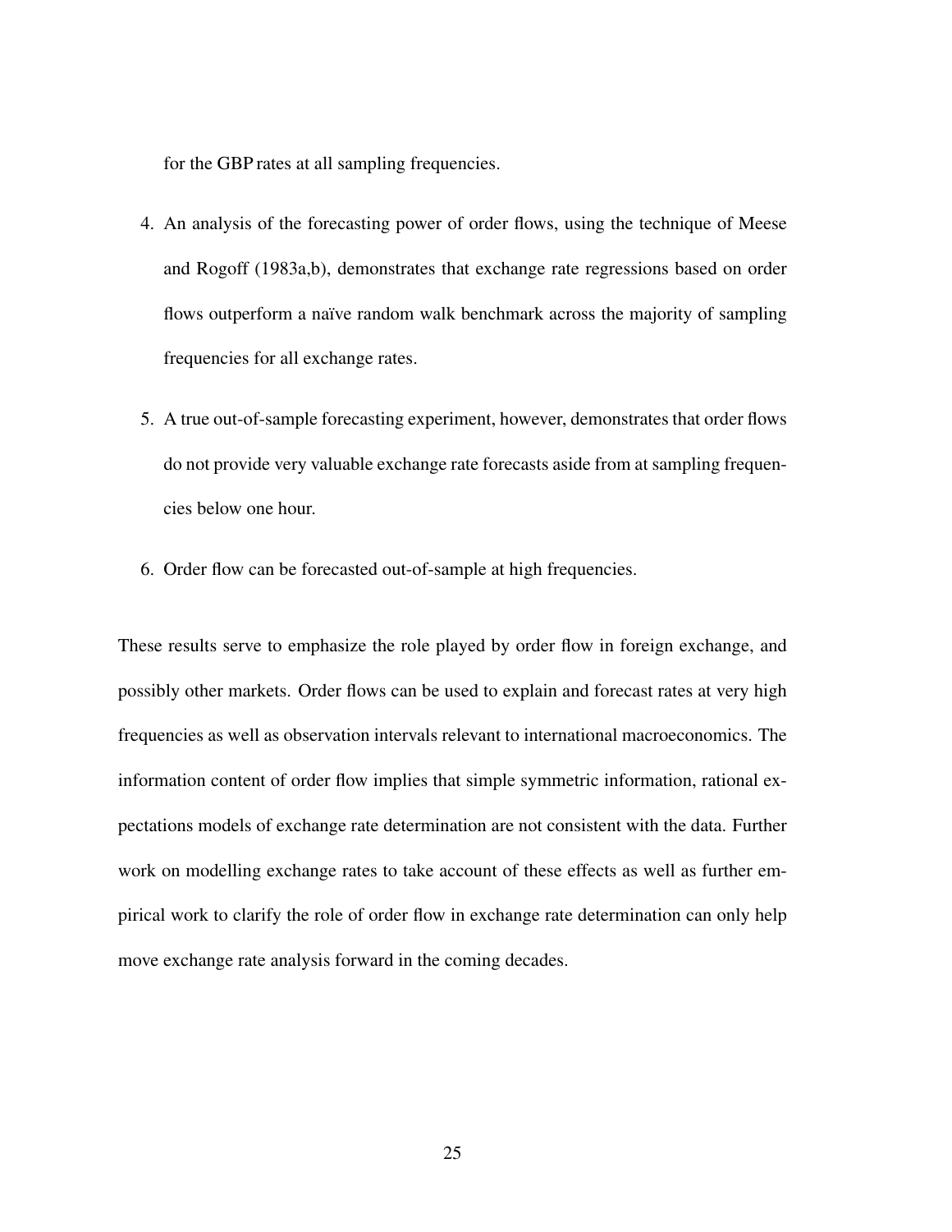for the GBP rates at all sampling frequencies.

4. An analysis of the forecasting power of order flows, using the technique of Meese and Rogoff (1983a,b), demonstrates that exchange rate regressions based on order flows outperform a naïve random walk benchmark across the majority of sampling frequencies for all exchange rates.

5. A true out-of-sample forecasting experiment, however, demonstrates that order flows do not provide very valuable exchange rate forecasts aside from at sampling frequencies below one hour.

6. Order flow can be forecasted out-of-sample at high frequencies.

These results serve to emphasize the role played by order flow in foreign exchange, and possibly other markets. Order flows can be used to explain and forecast rates at very high frequencies as well as observation intervals relevant to international macroeconomics. The information content of order flow implies that simple symmetric information, rational expectations models of exchange rate determination are not consistent with the data. Further work on modelling exchange rates to take account of these effects as well as further empirical work to clarify the role of order flow in exchange rate determination can only help move exchange rate analysis forward in the coming decades.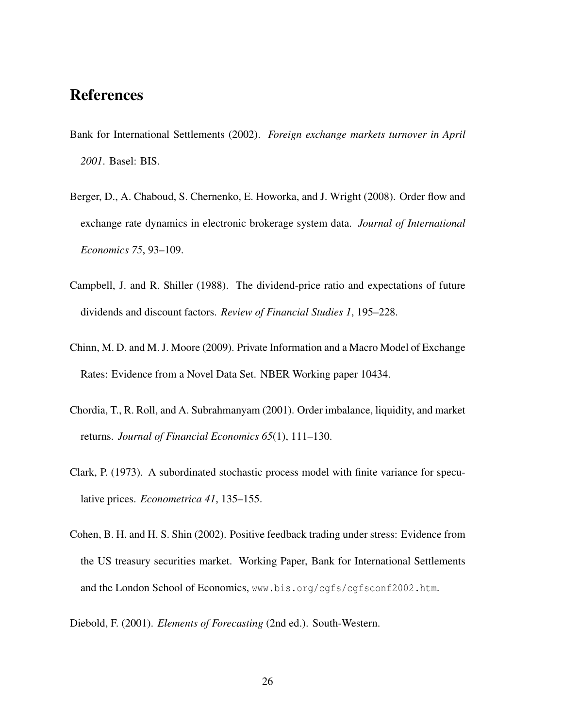# References

Bank for International Settlements (2002). *Foreign exchange markets turnover in April 2001*. Basel: BIS.

Berger, D., A. Chaboud, S. Chernenko, E. Howorka, and J. Wright (2008). Order flow and exchange rate dynamics in electronic brokerage system data. *Journal of International Economics 75*, 93–109.

Campbell, J. and R. Shiller (1988). The dividend-price ratio and expectations of future dividends and discount factors. *Review of Financial Studies 1*, 195–228.

Chinn, M. D. and M. J. Moore (2009). Private Information and a Macro Model of Exchange Rates: Evidence from a Novel Data Set. NBER Working paper 10434.

Chordia, T., R. Roll, and A. Subrahmanyam (2001). Order imbalance, liquidity, and market returns. *Journal of Financial Economics 65*(1), 111–130.

Clark, P. (1973). A subordinated stochastic process model with finite variance for speculative prices. *Econometrica 41*, 135–155.

Cohen, B. H. and H. S. Shin (2002). Positive feedback trading under stress: Evidence from the US treasury securities market. Working Paper, Bank for International Settlements and the London School of Economics, `www.bis.org/cgfs/cgfsconf2002.htm`.

Diebold, F. (2001). *Elements of Forecasting* (2nd ed.). South-Western.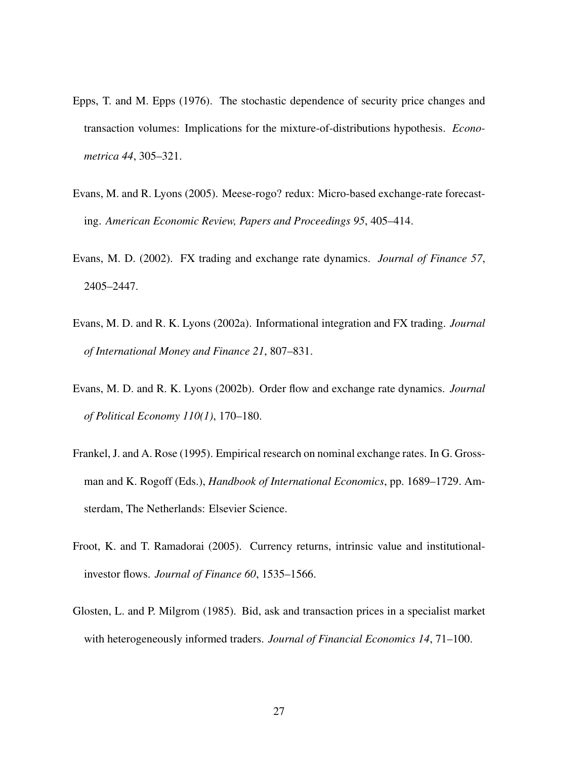Epps, T. and M. Epps (1976). The stochastic dependence of security price changes and transaction volumes: Implications for the mixture-of-distributions hypothesis. *Econometrica 44*, 305–321.

Evans, M. and R. Lyons (2005). Meese-rogo? redux: Micro-based exchange-rate forecasting. *American Economic Review, Papers and Proceedings 95*, 405–414.

Evans, M. D. (2002). FX trading and exchange rate dynamics. *Journal of Finance 57*, 2405–2447.

Evans, M. D. and R. K. Lyons (2002a). Informational integration and FX trading. *Journal of International Money and Finance 21*, 807–831.

Evans, M. D. and R. K. Lyons (2002b). Order flow and exchange rate dynamics. *Journal of Political Economy 110(1)*, 170–180.

Frankel, J. and A. Rose (1995). Empirical research on nominal exchange rates. In G. Grossman and K. Rogoff (Eds.), *Handbook of International Economics*, pp. 1689–1729. Amsterdam, The Netherlands: Elsevier Science.

Froot, K. and T. Ramadorai (2005). Currency returns, intrinsic value and institutional-investor flows. *Journal of Finance 60*, 1535–1566.

Glosten, L. and P. Milgrom (1985). Bid, ask and transaction prices in a specialist market with heterogeneously informed traders. *Journal of Financial Economics 14*, 71–100.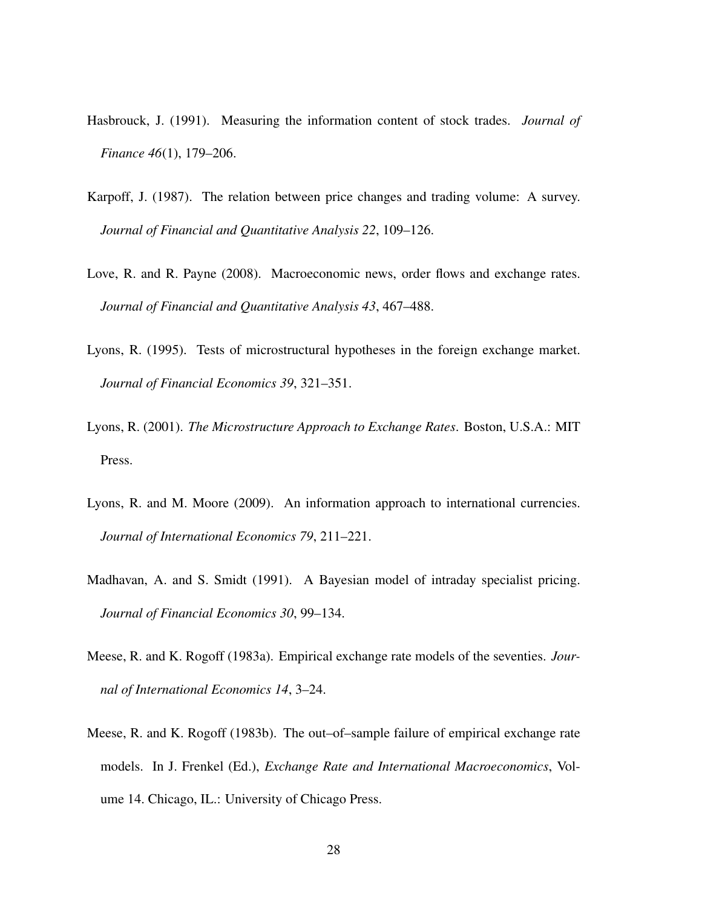Hasbrouck, J. (1991). Measuring the information content of stock trades. *Journal of Finance 46*(1), 179–206.

Karpoff, J. (1987). The relation between price changes and trading volume: A survey. *Journal of Financial and Quantitative Analysis 22*, 109–126.

Love, R. and R. Payne (2008). Macroeconomic news, order flows and exchange rates. *Journal of Financial and Quantitative Analysis 43*, 467–488.

Lyons, R. (1995). Tests of microstructural hypotheses in the foreign exchange market. *Journal of Financial Economics 39*, 321–351.

Lyons, R. (2001). *The Microstructure Approach to Exchange Rates*. Boston, U.S.A.: MIT Press.

Lyons, R. and M. Moore (2009). An information approach to international currencies. *Journal of International Economics 79*, 211–221.

Madhavan, A. and S. Smidt (1991). A Bayesian model of intraday specialist pricing. *Journal of Financial Economics 30*, 99–134.

Meese, R. and K. Rogoff (1983a). Empirical exchange rate models of the seventies. *Journal of International Economics 14*, 3–24.

Meese, R. and K. Rogoff (1983b). The out–of–sample failure of empirical exchange rate models. In J. Frenkel (Ed.), *Exchange Rate and International Macroeconomics*, Volume 14. Chicago, IL.: University of Chicago Press.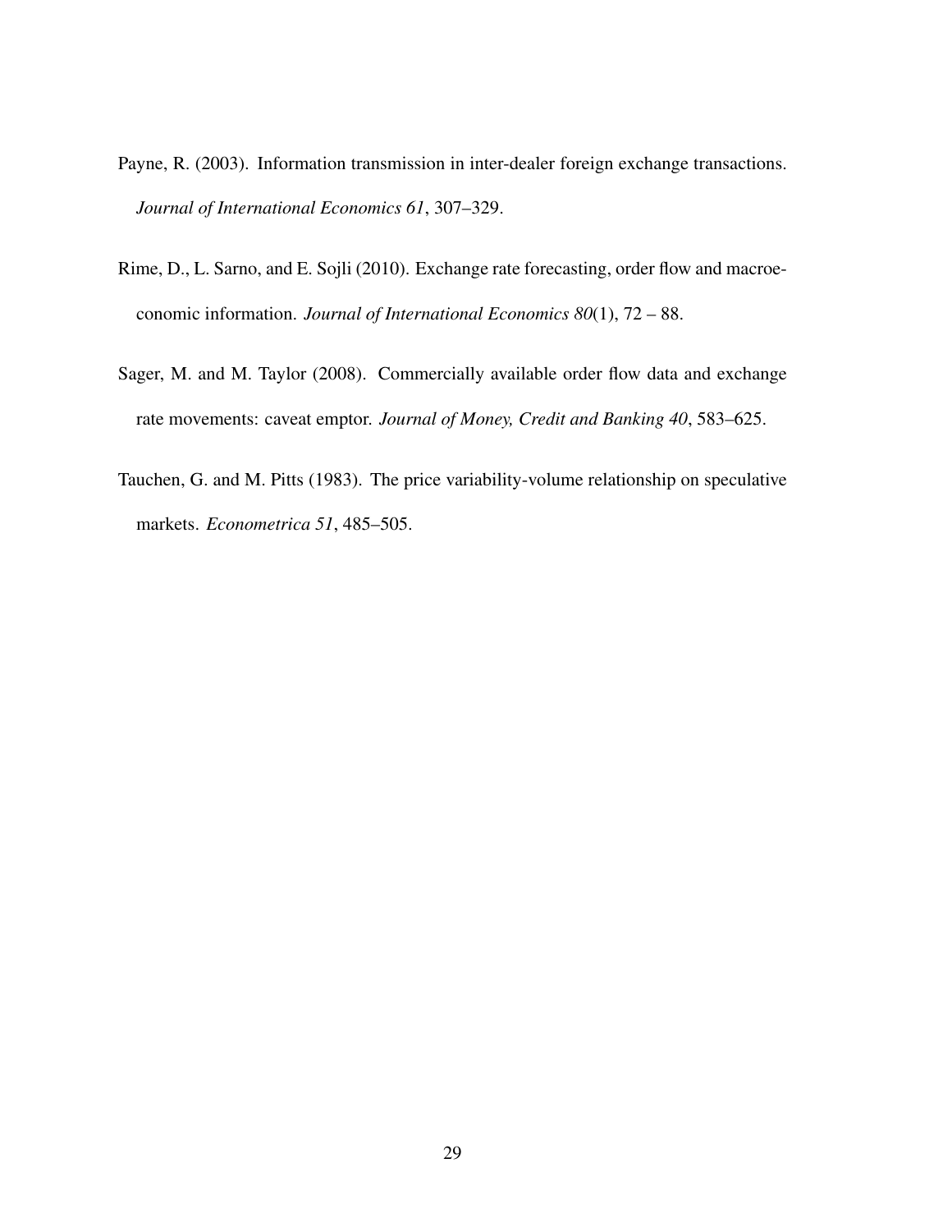Payne, R. (2003). Information transmission in inter-dealer foreign exchange transactions. *Journal of International Economics 61*, 307–329.

Rime, D., L. Sarno, and E. Sojli (2010). Exchange rate forecasting, order flow and macroeconomic information. *Journal of International Economics 80*(1), 72 – 88.

Sager, M. and M. Taylor (2008). Commercially available order flow data and exchange rate movements: caveat emptor. *Journal of Money, Credit and Banking 40*, 583–625.

Tauchen, G. and M. Pitts (1983). The price variability-volume relationship on speculative markets. *Econometrica 51*, 485–505.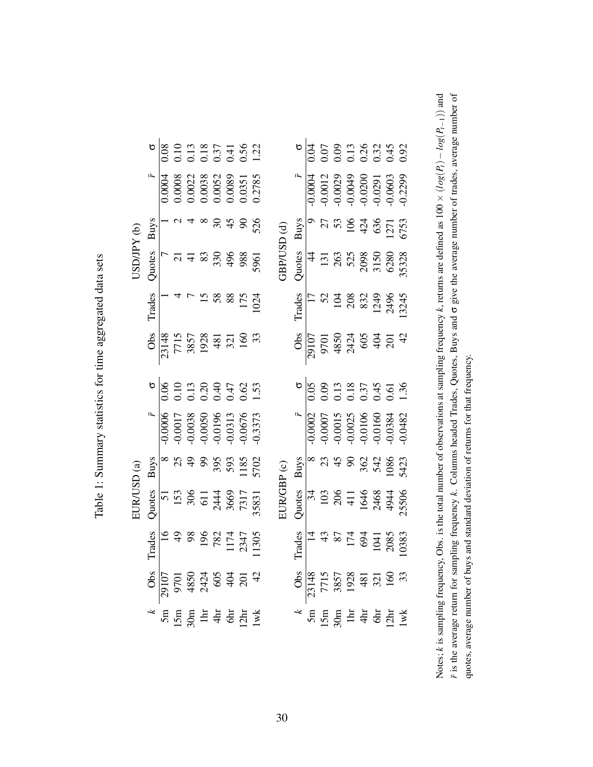Table 1: Summary statistics for time aggregated data sets

| | EUR/USD (a) | | | | | | USD/JPY (b) | | | | | |
|---|---|---|---|---|---|---|---|---|---|---|---|---|
| $k$ | Obs | Trades | Quotes | Buys | $\bar{r}$ | σ | Obs | Trades | Quotes | Buys | $\bar{r}$ | σ |
| 5m | 29107 | 16 | 51 | 8 | -0.0006 | 0.06 | 23148 | 1 | 7 | 1 | 0.0004 | 0.08 |
| 15m | 9701 | 49 | 153 | 25 | -0.0017 | 0.10 | 7715 | 4 | 21 | 2 | 0.0008 | 0.10 |
| 30m | 4850 | 98 | 306 | 49 | -0.0038 | 0.13 | 3857 | 7 | 41 | 4 | 0.0022 | 0.13 |
| 1hr | 2424 | 196 | 611 | 99 | -0.0050 | 0.20 | 1928 | 15 | 83 | 8 | 0.0038 | 0.18 |
| 4hr | 605 | 782 | 2444 | 395 | -0.0196 | 0.40 | 481 | 58 | 330 | 30 | 0.0052 | 0.37 |
| 6hr | 404 | 1174 | 3669 | 593 | -0.0313 | 0.47 | 321 | 88 | 496 | 45 | 0.0089 | 0.41 |
| 12hr | 201 | 2347 | 7317 | 1185 | -0.0676 | 0.62 | 160 | 175 | 988 | 90 | 0.0351 | 0.56 |
| 1wk | 42 | 11305 | 35831 | 5702 | -0.3373 | 1.53 | 33 | 1024 | 5961 | 526 | 0.2785 | 1.22 |
| | **EUR/GBP (c)** | | | | | | **GBP/USD (d)** | | | | | |
| $k$ | Obs | Trades | Quotes | Buys | $\bar{r}$ | σ | Obs | Trades | Quotes | Buys | $\bar{r}$ | σ |
| 5m | 23148 | 14 | 34 | 8 | -0.0002 | 0.05 | 29107 | 17 | 44 | 9 | -0.0004 | 0.04 |
| 15m | 7715 | 43 | 103 | 23 | -0.0007 | 0.09 | 9701 | 52 | 131 | 27 | -0.0012 | 0.07 |
| 30m | 3857 | 87 | 206 | 45 | -0.0015 | 0.13 | 4850 | 104 | 263 | 53 | -0.0029 | 0.09 |
| 1hr | 1928 | 174 | 411 | 90 | -0.0025 | 0.18 | 2424 | 208 | 525 | 106 | -0.0049 | 0.13 |
| 4hr | 481 | 694 | 1646 | 362 | -0.0106 | 0.37 | 605 | 832 | 2098 | 424 | -0.0200 | 0.26 |
| 6hr | 321 | 1041 | 2468 | 542 | -0.0160 | 0.45 | 404 | 1249 | 3150 | 636 | -0.0291 | 0.32 |
| 12hr | 160 | 2085 | 4944 | 1086 | -0.0384 | 0.61 | 201 | 2496 | 6280 | 1271 | -0.0603 | 0.45 |
| 1wk | 33 | 10383 | 25506 | 5423 | -0.0482 | 1.36 | 42 | 13245 | 35328 | 6753 | -0.2299 | 0.92 |

Notes; $k$ is sampling frequency, Obs. is the total number of observations at sampling frequency $k$, returns are defined as $100 \times (log(P_t) - log(P_{t-1}))$ and $\bar{r}$ is the average return for sampling frequency $k$. Columns headed Trades, Quotes, Buys and σ give the average number of trades, average number of quotes, average number of buys and standard deviation of returns for that frequency.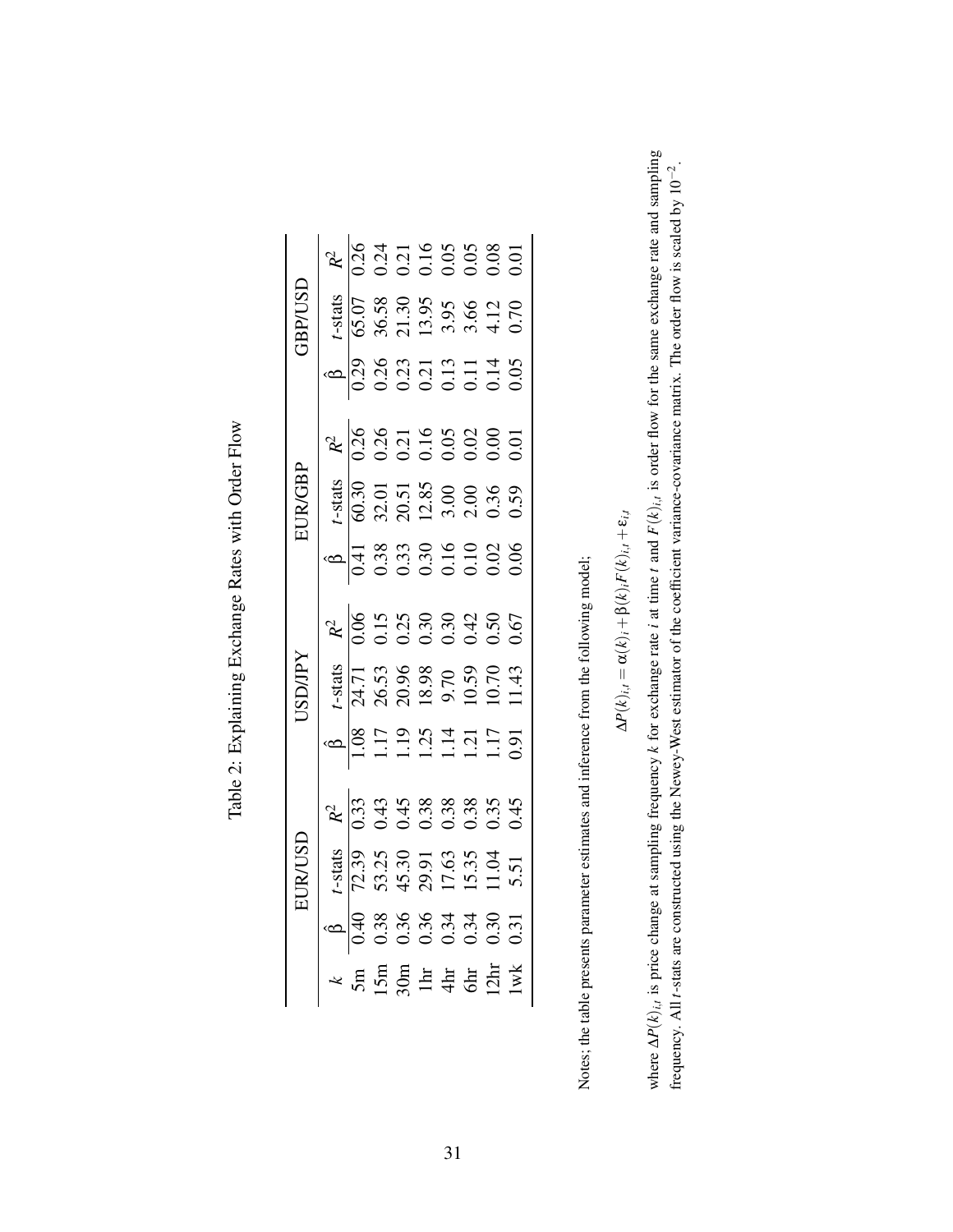Table 2: Explaining Exchange Rates with Order Flow

| $k$ | EUR/USD | | | USD/JPY | | | EUR/GBP | | | GBP/USD | | |
|---|---|---|---|---|---|---|---|---|---|---|---|---|
| | $\hat{\beta}$ | $t$-stats | $R^2$ | $\hat{\beta}$ | $t$-stats | $R^2$ | $\hat{\beta}$ | $t$-stats | $R^2$ | $\hat{\beta}$ | $t$-stats | $R^2$ |
| 5m | 0.40 | 72.39 | 0.33 | 1.08 | 24.71 | 0.06 | 0.41 | 60.30 | 0.26 | 0.29 | 65.07 | 0.26 |
| 15m | 0.38 | 53.25 | 0.43 | 1.17 | 26.53 | 0.15 | 0.38 | 32.01 | 0.26 | 0.26 | 36.58 | 0.24 |
| 30m | 0.36 | 45.30 | 0.45 | 1.19 | 20.96 | 0.25 | 0.33 | 20.51 | 0.21 | 0.23 | 21.30 | 0.21 |
| 1hr | 0.36 | 29.91 | 0.38 | 1.25 | 18.98 | 0.30 | 0.30 | 12.85 | 0.16 | 0.21 | 13.95 | 0.16 |
| 4hr | 0.34 | 17.63 | 0.38 | 1.14 | 9.70 | 0.30 | 0.16 | 3.00 | 0.05 | 0.13 | 3.95 | 0.05 |
| 6hr | 0.34 | 15.35 | 0.38 | 1.21 | 10.59 | 0.42 | 0.10 | 2.00 | 0.02 | 0.11 | 3.66 | 0.05 |
| 12hr | 0.30 | 11.04 | 0.35 | 1.17 | 10.70 | 0.50 | 0.02 | 0.36 | 0.00 | 0.14 | 4.12 | 0.08 |
| 1wk | 0.31 | 5.51 | 0.45 | 0.91 | 11.43 | 0.67 | 0.06 | 0.59 | 0.01 | 0.05 | 0.70 | 0.01 |

Notes; the table presents parameter estimates and inference from the following model;

$$\Delta P(k)_{i,t} = \alpha(k)_i + \beta(k)_i F(k)_{i,t} + \varepsilon_{i,t}$$

where $\Delta P(k)_{i,t}$ is price change at sampling frequency $k$ for exchange rate $i$ at time $t$ and $F(k)_{i,t}$ is order flow for the same exchange rate and sampling frequency. All $t$-stats are constructed using the Newey-West estimator of the coefficient variance-covariance matrix. The order flow is scaled by $10^{-2}$.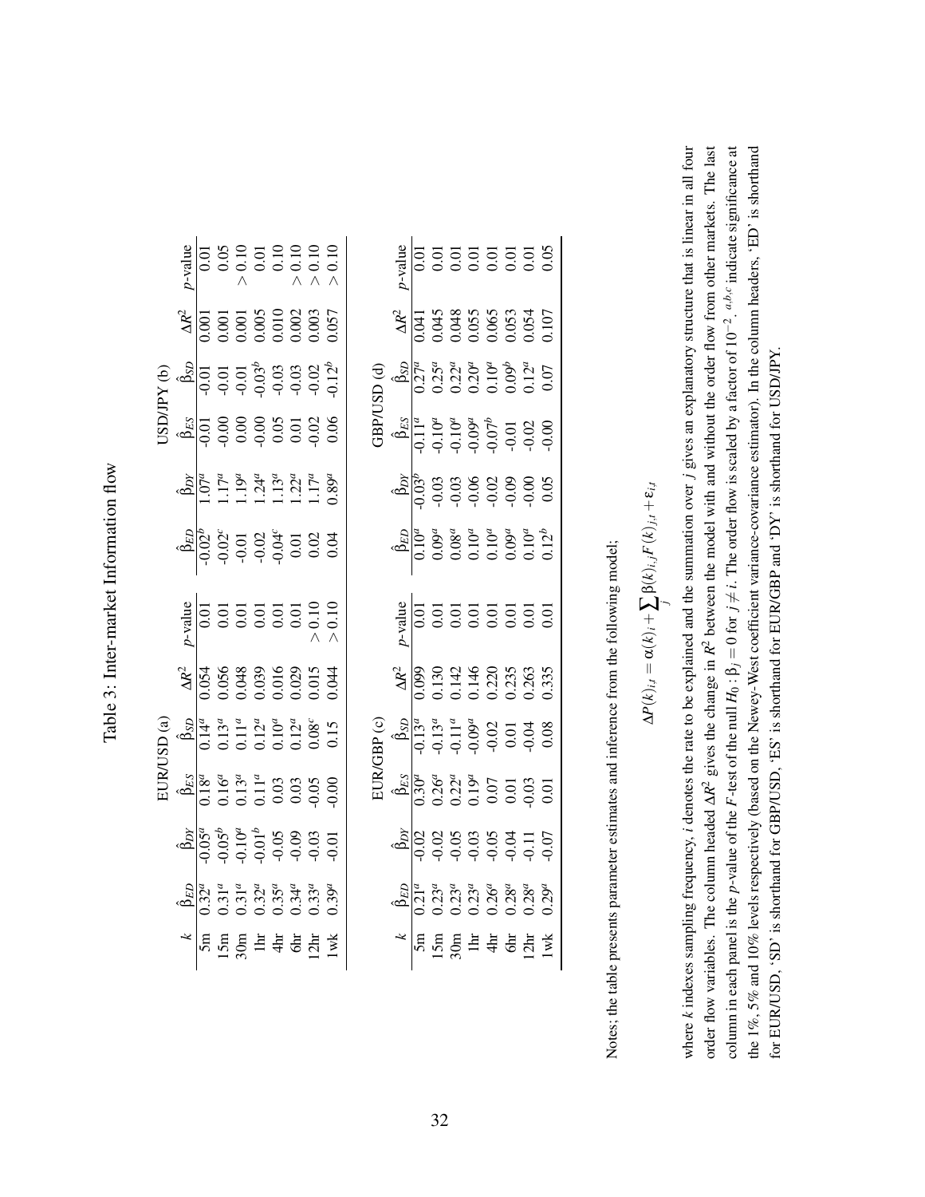# Table 3: Inter-market Information flow

EUR/USD (a)

| $k$ | $\hat{\beta}_{ED}$ | $\hat{\beta}_{DY}$ | $\hat{\beta}_{ES}$ | $\hat{\beta}_{SD}$ | $\Delta R^2$ | $p$-value |
|---|---|---|---|---|---|---|
| 5m | 0.32$^a$ | -0.05$^a$ | 0.18$^a$ | 0.14$^a$ | 0.054 | 0.01 |
| 15m | 0.31$^a$ | -0.05$^b$ | 0.16$^a$ | 0.13$^a$ | 0.056 | 0.01 |
| 30m | 0.31$^a$ | -0.10$^a$ | 0.13$^a$ | 0.11$^a$ | 0.048 | 0.01 |
| 1hr | 0.32$^a$ | -0.01$^b$ | 0.11$^a$ | 0.12$^a$ | 0.039 | 0.01 |
| 4hr | 0.35$^a$ | -0.05 | 0.03 | 0.10$^a$ | 0.016 | 0.01 |
| 6hr | 0.34$^a$ | -0.09 | 0.03 | 0.12$^a$ | 0.029 | 0.01 |
| 12hr | 0.33$^a$ | -0.03 | -0.05 | 0.08$^c$ | 0.015 | > 0.10 |
| 1wk | 0.39$^a$ | -0.01 | -0.00 | 0.15 | 0.044 | > 0.10 |

USD/JPY (b)

| $k$ | $\hat{\beta}_{ED}$ | $\hat{\beta}_{DY}$ | $\hat{\beta}_{ES}$ | $\hat{\beta}_{SD}$ | $\Delta R^2$ | $p$-value |
|---|---|---|---|---|---|---|
| 5m | -0.02$^b$ | 1.07$^a$ | -0.01 | -0.01 | 0.001 | 0.01 |
| 15m | -0.02$^c$ | 1.17$^a$ | -0.00 | -0.01 | 0.001 | 0.05 |
| 30m | -0.01 | 1.19$^a$ | 0.00 | -0.01 | 0.001 | > 0.10 |
| 1hr | -0.02 | 1.24$^a$ | -0.00 | -0.03$^b$ | 0.005 | 0.01 |
| 4hr | -0.04$^c$ | 1.13$^a$ | 0.05 | -0.03 | 0.010 | 0.10 |
| 6hr | 0.01 | 1.22$^a$ | 0.01 | -0.03 | 0.002 | > 0.10 |
| 12hr | 0.02 | 1.17$^a$ | -0.02 | -0.02 | 0.003 | > 0.10 |
| 1wk | 0.04 | 0.89$^a$ | 0.06 | -0.12$^b$ | 0.057 | > 0.10 |

EUR/GBP (c)

| $k$ | $\hat{\beta}_{ED}$ | $\hat{\beta}_{DY}$ | $\hat{\beta}_{ES}$ | $\hat{\beta}_{SD}$ | $\Delta R^2$ | $p$-value |
|---|---|---|---|---|---|---|
| 5m | 0.21$^a$ | -0.02 | 0.30$^a$ | -0.13$^a$ | 0.099 | 0.01 |
| 15m | 0.23$^a$ | -0.02 | 0.26$^a$ | -0.13$^a$ | 0.130 | 0.01 |
| 30m | 0.23$^a$ | -0.05 | 0.22$^a$ | -0.11$^a$ | 0.142 | 0.01 |
| 1hr | 0.23$^a$ | -0.03 | 0.19$^a$ | -0.09$^a$ | 0.146 | 0.01 |
| 4hr | 0.26$^a$ | -0.05 | 0.07 | -0.02 | 0.220 | 0.01 |
| 6hr | 0.28$^a$ | -0.04 | 0.01 | 0.01 | 0.235 | 0.01 |
| 12hr | 0.28$^a$ | -0.11 | -0.03 | -0.04 | 0.263 | 0.01 |
| 1wk | 0.29$^a$ | -0.07 | 0.01 | 0.08 | 0.335 | 0.01 |

GBP/USD (d)

| $k$ | $\hat{\beta}_{ED}$ | $\hat{\beta}_{DY}$ | $\hat{\beta}_{ES}$ | $\hat{\beta}_{SD}$ | $\Delta R^2$ | $p$-value |
|---|---|---|---|---|---|---|
| 5m | 0.10$^a$ | -0.03$^b$ | -0.11$^a$ | 0.27$^a$ | 0.041 | 0.01 |
| 15m | 0.09$^a$ | -0.03 | -0.10$^a$ | 0.25$^a$ | 0.045 | 0.01 |
| 30m | 0.08$^a$ | -0.03 | -0.10$^a$ | 0.22$^a$ | 0.048 | 0.01 |
| 1hr | 0.10$^a$ | -0.06 | -0.09$^a$ | 0.20$^a$ | 0.055 | 0.01 |
| 4hr | 0.10$^a$ | -0.02 | -0.07$^b$ | 0.10$^a$ | 0.065 | 0.01 |
| 6hr | 0.09$^a$ | -0.09 | -0.01 | 0.09$^b$ | 0.053 | 0.01 |
| 12hr | 0.10$^a$ | -0.00 | -0.02 | 0.12$^a$ | 0.054 | 0.01 |
| 1wk | 0.12$^b$ | 0.05 | -0.00 | 0.07 | 0.107 | 0.05 |

Notes; the table presents parameter estimates and inference from the following model;

$$\Delta P(k)_{i,t} = \alpha(k)_i + \sum_j \beta(k)_{i,j} F(k)_{j,t} + \varepsilon_{i,t}$$

where $k$ indexes sampling frequency, $i$ denotes the rate to be explained and the summation over $j$ gives an explanatory structure that is linear in all four order flow variables. The column headed $\Delta R^2$ gives the change in $R^2$ between the model with and without the order flow from other markets. The last column in each panel is the $p$-value of the $F$-test of the null $H_0 : \beta_j = 0$ for $j \neq i$. The order flow is scaled by a factor of $10^{-2}$. $^{a,b,c}$ indicate significance at the 1%, 5% and 10% levels respectively (based on the Newey-West coefficient variance-covariance estimator). In the column headers, 'ED' is shorthand for EUR/USD, 'SD' is shorthand for GBP/USD, 'ES' is shorthand for EUR/GBP and 'DY' is shorthand for USD/JPY.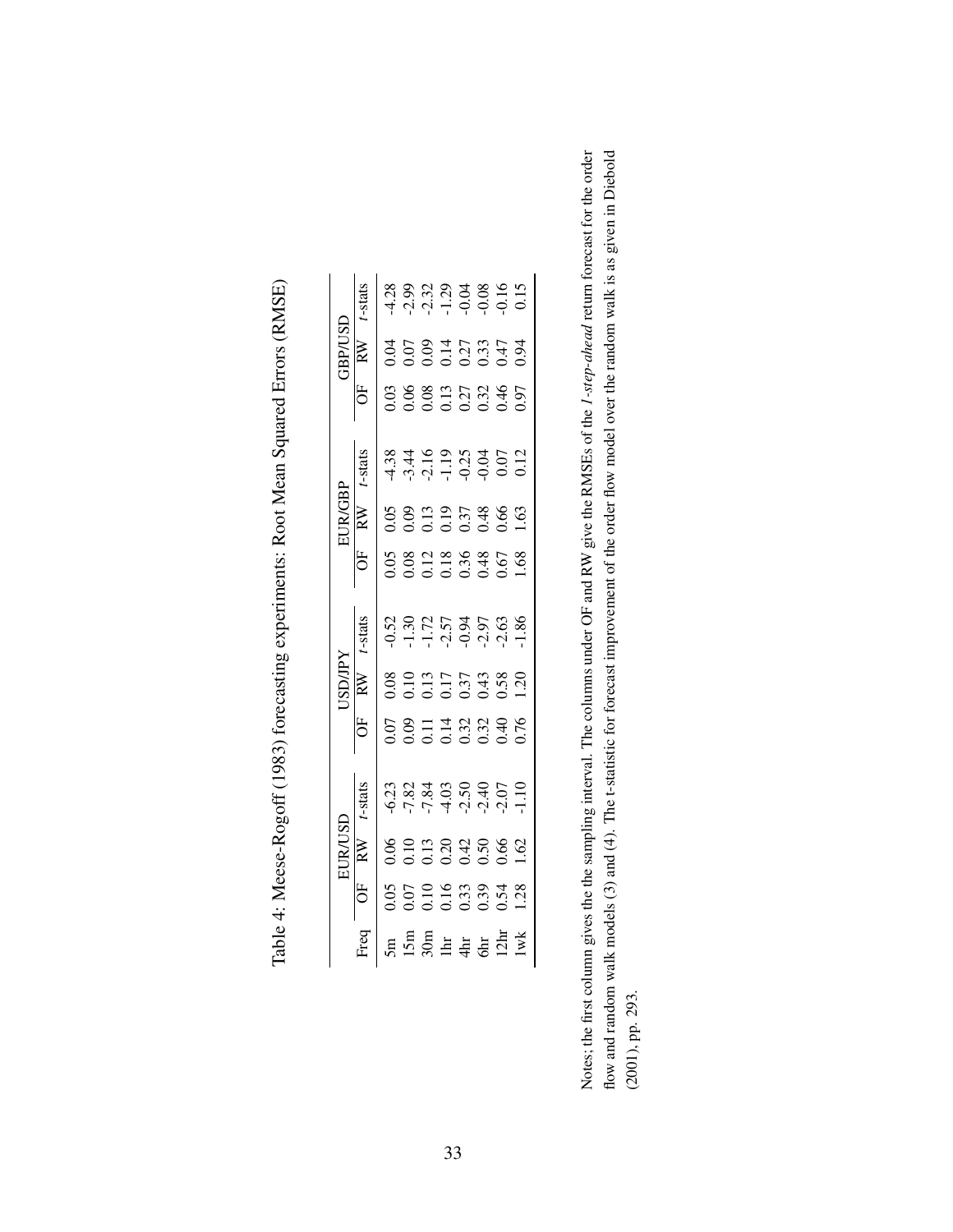Table 4: Meese-Rogoff (1983) forecasting experiments: Root Mean Squared Errors (RMSE)

| | EUR/USD | | | USD/JPY | | | EUR/GBP | | | GBP/USD | | |
|---|---|---|---|---|---|---|---|---|---|---|---|---|
| Freq | OF | RW | *t*-stats | OF | RW | *t*-stats | OF | RW | *t*-stats | OF | RW | *t*-stats |
| 5m | 0.05 | 0.06 | -6.23 | 0.07 | 0.08 | -0.52 | 0.05 | 0.05 | -4.38 | 0.03 | 0.04 | -4.28 |
| 15m | 0.07 | 0.10 | -7.82 | 0.09 | 0.10 | -1.30 | 0.08 | 0.09 | -3.44 | 0.06 | 0.07 | -2.99 |
| 30m | 0.10 | 0.13 | -7.84 | 0.11 | 0.13 | -1.72 | 0.12 | 0.13 | -2.16 | 0.08 | 0.09 | -2.32 |
| 1hr | 0.16 | 0.20 | -4.03 | 0.14 | 0.17 | -2.57 | 0.18 | 0.19 | -1.19 | 0.13 | 0.14 | -1.29 |
| 4hr | 0.33 | 0.42 | -2.50 | 0.32 | 0.37 | -0.94 | 0.36 | 0.37 | -0.25 | 0.27 | 0.27 | -0.04 |
| 6hr | 0.39 | 0.50 | -2.40 | 0.32 | 0.43 | -2.97 | 0.48 | 0.48 | -0.04 | 0.32 | 0.33 | -0.08 |
| 12hr | 0.54 | 0.66 | -2.07 | 0.40 | 0.58 | -2.63 | 0.67 | 0.66 | 0.07 | 0.46 | 0.47 | -0.16 |
| 1wk | 1.28 | 1.62 | -1.10 | 0.76 | 1.20 | -1.86 | 1.68 | 1.63 | 0.12 | 0.97 | 0.94 | 0.15 |

Notes; the first column gives the the sampling interval. The columns under OF and RW give the RMSEs of the *1-step-ahead* return forecast for the order flow and random walk models (3) and (4). The t-statistic for forecast improvement of the order flow model over the random walk is as given in Diebold (2001), pp. 293.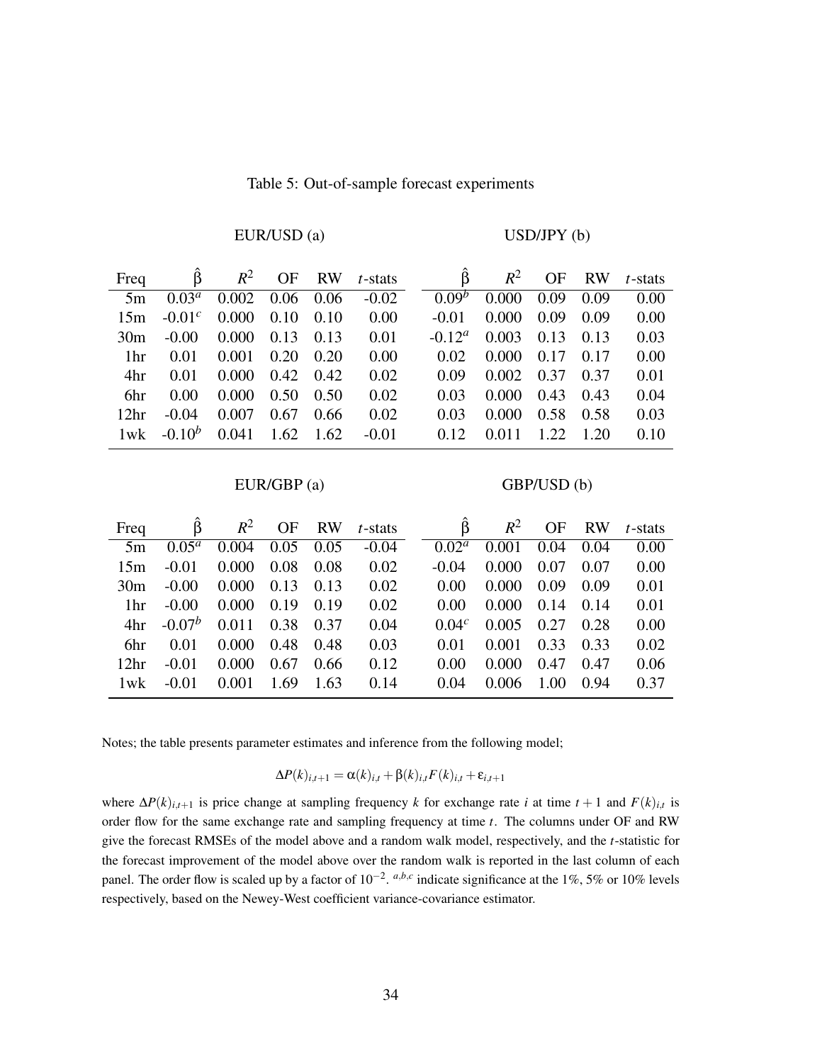Table 5: Out-of-sample forecast experiments

| | EUR/USD (a) | | | | | USD/JPY (b) | | | | |
|---|---|---|---|---|---|---|---|---|---|---|
| Freq | $\hat{\beta}$ | $R^2$ | OF | RW | $t$-stats | $\hat{\beta}$ | $R^2$ | OF | RW | $t$-stats |
| 5m | $0.03^a$ | 0.002 | 0.06 | 0.06 | -0.02 | $0.09^b$ | 0.000 | 0.09 | 0.09 | 0.00 |
| 15m | $-0.01^c$ | 0.000 | 0.10 | 0.10 | 0.00 | -0.01 | 0.000 | 0.09 | 0.09 | 0.00 |
| 30m | -0.00 | 0.000 | 0.13 | 0.13 | 0.01 | $-0.12^a$ | 0.003 | 0.13 | 0.13 | 0.03 |
| 1hr | 0.01 | 0.001 | 0.20 | 0.20 | 0.00 | 0.02 | 0.000 | 0.17 | 0.17 | 0.00 |
| 4hr | 0.01 | 0.000 | 0.42 | 0.42 | 0.02 | 0.09 | 0.002 | 0.37 | 0.37 | 0.01 |
| 6hr | 0.00 | 0.000 | 0.50 | 0.50 | 0.02 | 0.03 | 0.000 | 0.43 | 0.43 | 0.04 |
| 12hr | -0.04 | 0.007 | 0.67 | 0.66 | 0.02 | 0.03 | 0.000 | 0.58 | 0.58 | 0.03 |
| 1wk | $-0.10^b$ | 0.041 | 1.62 | 1.62 | -0.01 | 0.12 | 0.011 | 1.22 | 1.20 | 0.10 |

| | EUR/GBP (a) | | | | | GBP/USD (b) | | | | |
|---|---|---|---|---|---|---|---|---|---|---|
| Freq | $\hat{\beta}$ | $R^2$ | OF | RW | $t$-stats | $\hat{\beta}$ | $R^2$ | OF | RW | $t$-stats |
| 5m | $0.05^a$ | 0.004 | 0.05 | 0.05 | -0.04 | $0.02^a$ | 0.001 | 0.04 | 0.04 | 0.00 |
| 15m | -0.01 | 0.000 | 0.08 | 0.08 | 0.02 | -0.04 | 0.000 | 0.07 | 0.07 | 0.00 |
| 30m | -0.00 | 0.000 | 0.13 | 0.13 | 0.02 | 0.00 | 0.000 | 0.09 | 0.09 | 0.01 |
| 1hr | -0.00 | 0.000 | 0.19 | 0.19 | 0.02 | 0.00 | 0.000 | 0.14 | 0.14 | 0.01 |
| 4hr | $-0.07^b$ | 0.011 | 0.38 | 0.37 | 0.04 | $0.04^c$ | 0.005 | 0.27 | 0.28 | 0.00 |
| 6hr | 0.01 | 0.000 | 0.48 | 0.48 | 0.03 | 0.01 | 0.001 | 0.33 | 0.33 | 0.02 |
| 12hr | -0.01 | 0.000 | 0.67 | 0.66 | 0.12 | 0.00 | 0.000 | 0.47 | 0.47 | 0.06 |
| 1wk | -0.01 | 0.001 | 1.69 | 1.63 | 0.14 | 0.04 | 0.006 | 1.00 | 0.94 | 0.37 |

Notes; the table presents parameter estimates and inference from the following model;

$$\Delta P(k)_{i,t+1} = \alpha(k)_{i,t} + \beta(k)_{i,t} F(k)_{i,t} + \varepsilon_{i,t+1}$$

where $\Delta P(k)_{i,t+1}$ is price change at sampling frequency $k$ for exchange rate $i$ at time $t+1$ and $F(k)_{i,t}$ is order flow for the same exchange rate and sampling frequency at time $t$. The columns under OF and RW give the forecast RMSEs of the model above and a random walk model, respectively, and the $t$-statistic for the forecast improvement of the model above over the random walk is reported in the last column of each panel. The order flow is scaled up by a factor of $10^{-2}$. $^{a,b,c}$ indicate significance at the 1%, 5% or 10% levels respectively, based on the Newey-West coefficient variance-covariance estimator.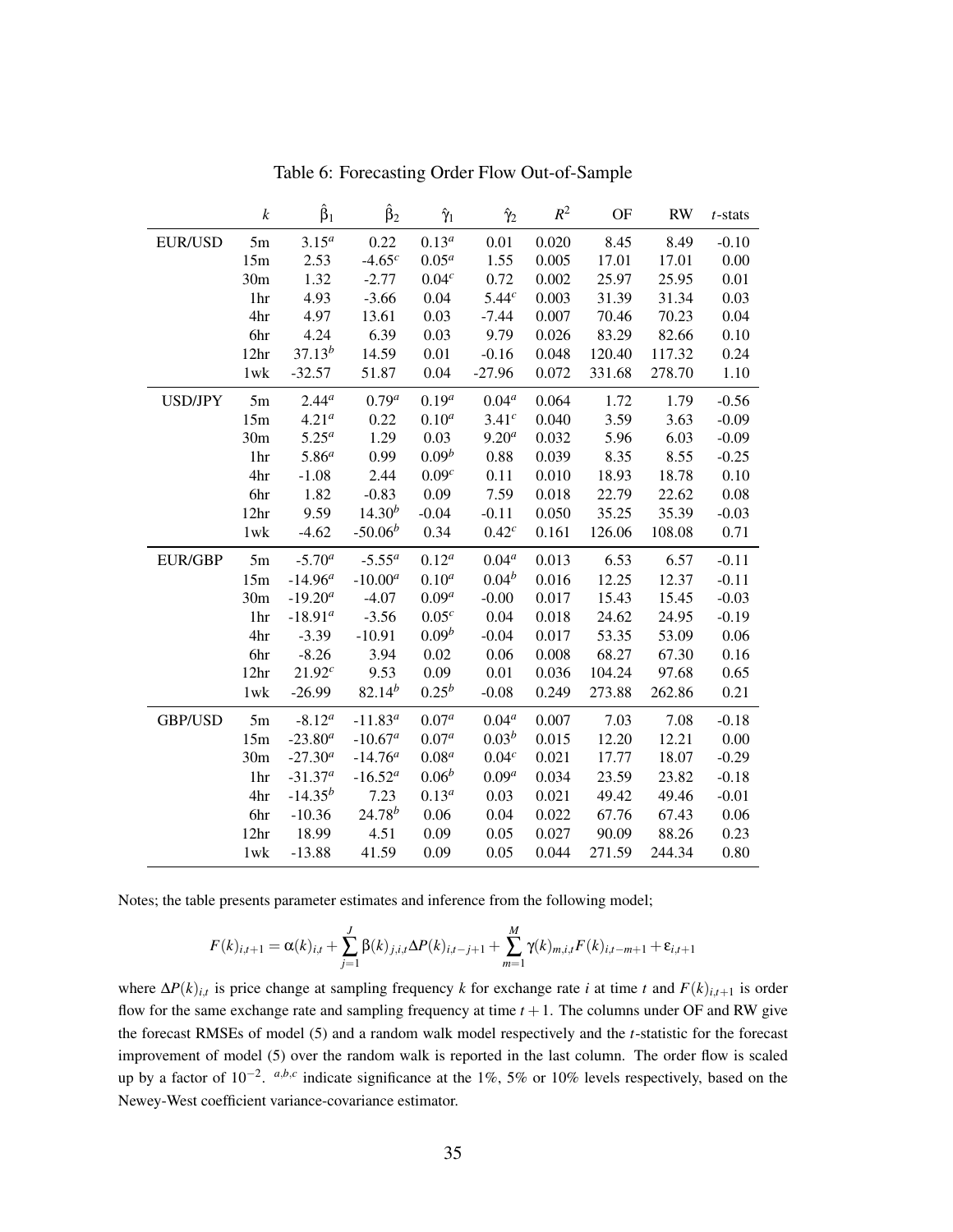Table 6: Forecasting Order Flow Out-of-Sample

| | $k$ | $\hat{\beta}_1$ | $\hat{\beta}_2$ | $\hat{\gamma}_1$ | $\hat{\gamma}_2$ | $R^2$ | OF | RW | $t$-stats |
|---|---|---|---|---|---|---|---|---|---|
| EUR/USD | 5m | $3.15^a$ | 0.22 | $0.13^a$ | 0.01 | 0.020 | 8.45 | 8.49 | -0.10 |
| | 15m | 2.53 | $-4.65^c$ | $0.05^a$ | 1.55 | 0.005 | 17.01 | 17.01 | 0.00 |
| | 30m | 1.32 | -2.77 | $0.04^c$ | 0.72 | 0.002 | 25.97 | 25.95 | 0.01 |
| | 1hr | 4.93 | -3.66 | 0.04 | $5.44^c$ | 0.003 | 31.39 | 31.34 | 0.03 |
| | 4hr | 4.97 | 13.61 | 0.03 | -7.44 | 0.007 | 70.46 | 70.23 | 0.04 |
| | 6hr | 4.24 | 6.39 | 0.03 | 9.79 | 0.026 | 83.29 | 82.66 | 0.10 |
| | 12hr | $37.13^b$ | 14.59 | 0.01 | -0.16 | 0.048 | 120.40 | 117.32 | 0.24 |
| | 1wk | -32.57 | 51.87 | 0.04 | -27.96 | 0.072 | 331.68 | 278.70 | 1.10 |
| USD/JPY | 5m | $2.44^a$ | $0.79^a$ | $0.19^a$ | $0.04^a$ | 0.064 | 1.72 | 1.79 | -0.56 |
| | 15m | $4.21^a$ | 0.22 | $0.10^a$ | $3.41^c$ | 0.040 | 3.59 | 3.63 | -0.09 |
| | 30m | $5.25^a$ | 1.29 | 0.03 | $9.20^a$ | 0.032 | 5.96 | 6.03 | -0.09 |
| | 1hr | $5.86^a$ | 0.99 | $0.09^b$ | 0.88 | 0.039 | 8.35 | 8.55 | -0.25 |
| | 4hr | -1.08 | 2.44 | $0.09^c$ | 0.11 | 0.010 | 18.93 | 18.78 | 0.10 |
| | 6hr | 1.82 | -0.83 | 0.09 | 7.59 | 0.018 | 22.79 | 22.62 | 0.08 |
| | 12hr | 9.59 | $14.30^b$ | -0.04 | -0.11 | 0.050 | 35.25 | 35.39 | -0.03 |
| | 1wk | -4.62 | $-50.06^b$ | 0.34 | $0.42^c$ | 0.161 | 126.06 | 108.08 | 0.71 |
| EUR/GBP | 5m | $-5.70^a$ | $-5.55^a$ | $0.12^a$ | $0.04^a$ | 0.013 | 6.53 | 6.57 | -0.11 |
| | 15m | $-14.96^a$ | $-10.00^a$ | $0.10^a$ | $0.04^b$ | 0.016 | 12.25 | 12.37 | -0.11 |
| | 30m | $-19.20^a$ | -4.07 | $0.09^a$ | -0.00 | 0.017 | 15.43 | 15.45 | -0.03 |
| | 1hr | $-18.91^a$ | -3.56 | $0.05^c$ | 0.04 | 0.018 | 24.62 | 24.95 | -0.19 |
| | 4hr | -3.39 | -10.91 | $0.09^b$ | -0.04 | 0.017 | 53.35 | 53.09 | 0.06 |
| | 6hr | -8.26 | 3.94 | 0.02 | 0.06 | 0.008 | 68.27 | 67.30 | 0.16 |
| | 12hr | $21.92^c$ | 9.53 | 0.09 | 0.01 | 0.036 | 104.24 | 97.68 | 0.65 |
| | 1wk | -26.99 | $82.14^b$ | $0.25^b$ | -0.08 | 0.249 | 273.88 | 262.86 | 0.21 |
| GBP/USD | 5m | $-8.12^a$ | $-11.83^a$ | $0.07^a$ | $0.04^a$ | 0.007 | 7.03 | 7.08 | -0.18 |
| | 15m | $-23.80^a$ | $-10.67^a$ | $0.07^a$ | $0.03^b$ | 0.015 | 12.20 | 12.21 | 0.00 |
| | 30m | $-27.30^a$ | $-14.76^a$ | $0.08^a$ | $0.04^c$ | 0.021 | 17.77 | 18.07 | -0.29 |
| | 1hr | $-31.37^a$ | $-16.52^a$ | $0.06^b$ | $0.09^a$ | 0.034 | 23.59 | 23.82 | -0.18 |
| | 4hr | $-14.35^b$ | 7.23 | $0.13^a$ | 0.03 | 0.021 | 49.42 | 49.46 | -0.01 |
| | 6hr | -10.36 | $24.78^b$ | 0.06 | 0.04 | 0.022 | 67.76 | 67.43 | 0.06 |
| | 12hr | 18.99 | 4.51 | 0.09 | 0.05 | 0.027 | 90.09 | 88.26 | 0.23 |
| | 1wk | -13.88 | 41.59 | 0.09 | 0.05 | 0.044 | 271.59 | 244.34 | 0.80 |

Notes; the table presents parameter estimates and inference from the following model;

$$F(k)_{i,t+1} = \alpha(k)_{i,t} + \sum_{j=1}^{J} \beta(k)_{j,i,t} \Delta P(k)_{i,t-j+1} + \sum_{m=1}^{M} \gamma(k)_{m,i,t} F(k)_{i,t-m+1} + \varepsilon_{i,t+1}$$

where $\Delta P(k)_{i,t}$ is price change at sampling frequency $k$ for exchange rate $i$ at time $t$ and $F(k)_{i,t+1}$ is order flow for the same exchange rate and sampling frequency at time $t+1$. The columns under OF and RW give the forecast RMSEs of model (5) and a random walk model respectively and the $t$-statistic for the forecast improvement of model (5) over the random walk is reported in the last column. The order flow is scaled up by a factor of $10^{-2}$. $^{a,b,c}$ indicate significance at the 1%, 5% or 10% levels respectively, based on the Newey-West coefficient variance-covariance estimator.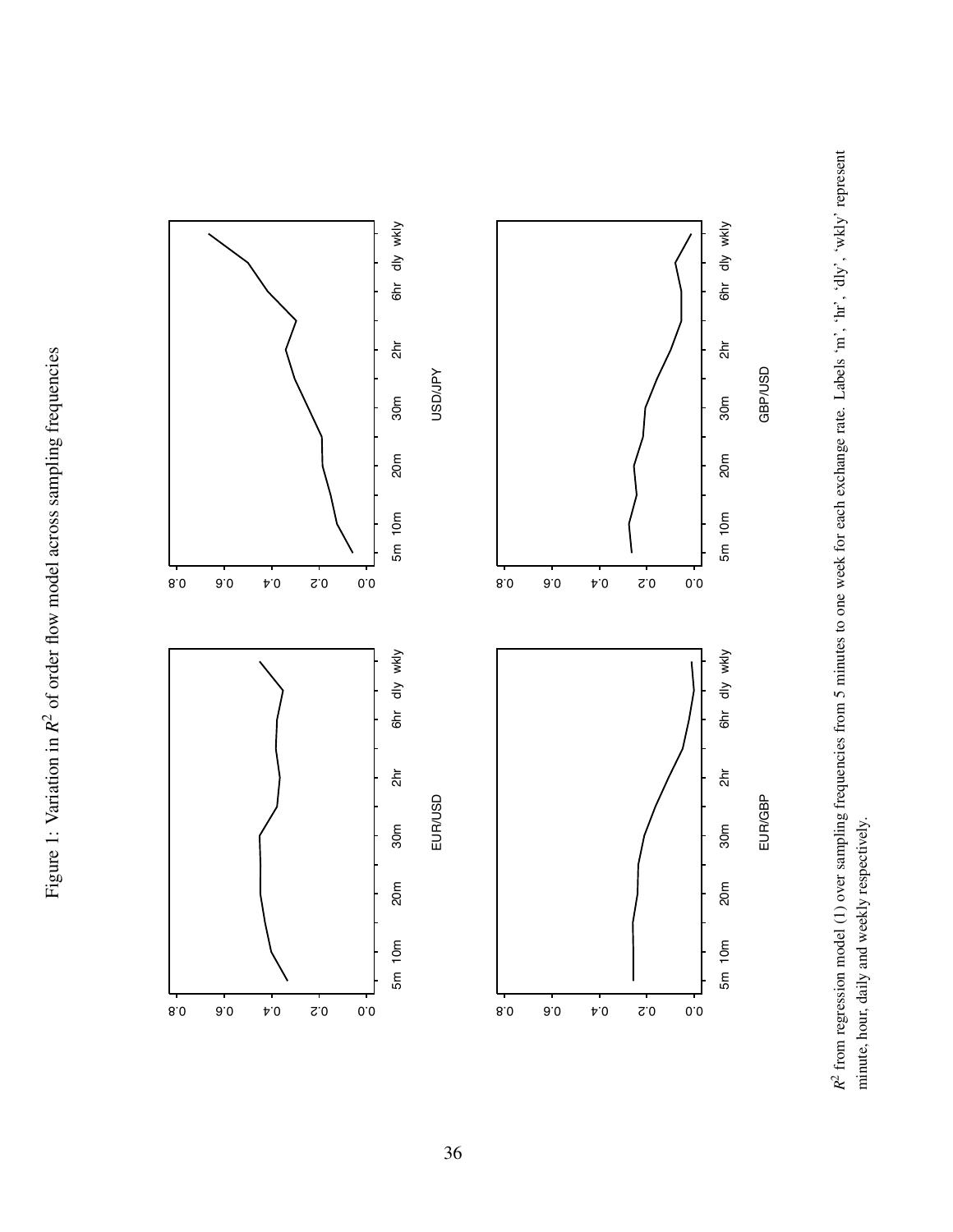Figure 1: Variation in $R^2$ of order flow model across sampling frequencies

$R^2$ from regression model (1) over sampling frequencies from 5 minutes to one week for each exchange rate. Labels 'm', 'hr', 'dly', 'wkly' represent minute, hour, daily and weekly respectively.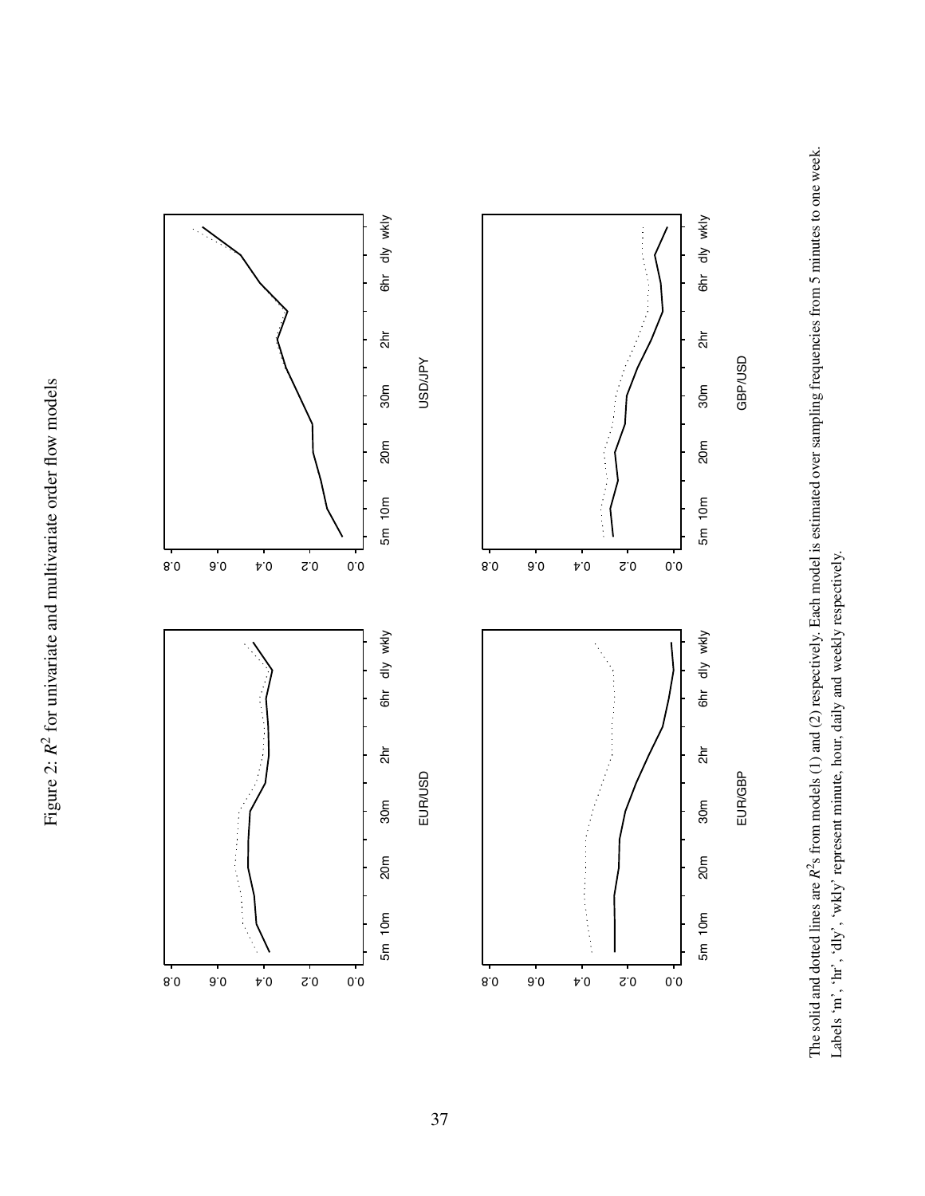Figure 2: $R^2$ for univariate and multivariate order flow models

EUR/USD

0.0 0.2 0.4 0.6 0.8

5m 10m 20m 30m 2hr 6hr dly wkly

USD/JPY

0.0 0.2 0.4 0.6 0.8

5m 10m 20m 30m 2hr 6hr dly wkly

EUR/GBP

0.0 0.2 0.4 0.6 0.8

5m 10m 20m 30m 2hr 6hr dly wkly

GBP/USD

0.0 0.2 0.4 0.6 0.8

5m 10m 20m 30m 2hr 6hr dly wkly

The solid and dotted lines are $R^2$s from models (1) and (2) respectively. Each model is estimated over sampling frequencies from 5 minutes to one week. Labels 'm', 'hr', 'dly', 'wkly' represent minute, hour, daily and weekly respectively.